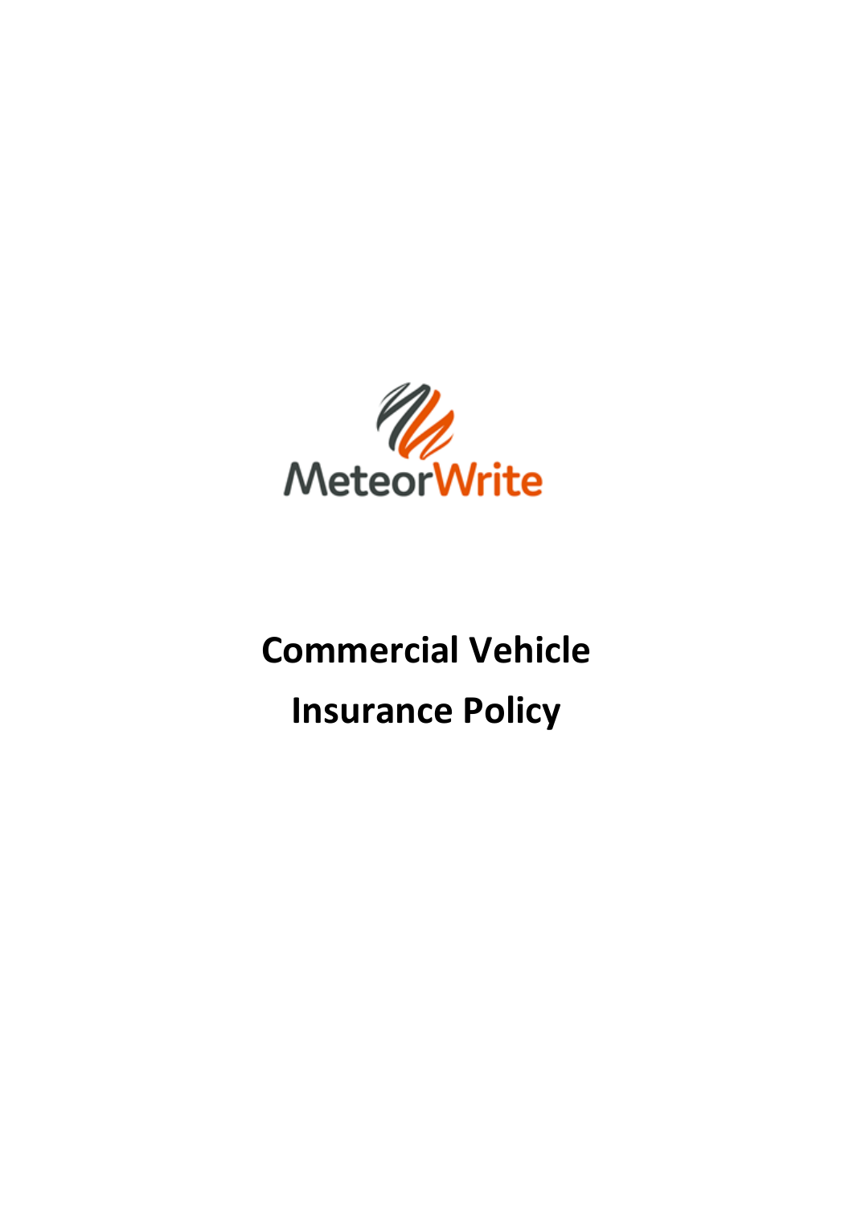MeteorWrite

# Commercial Vehicle Insurance Policy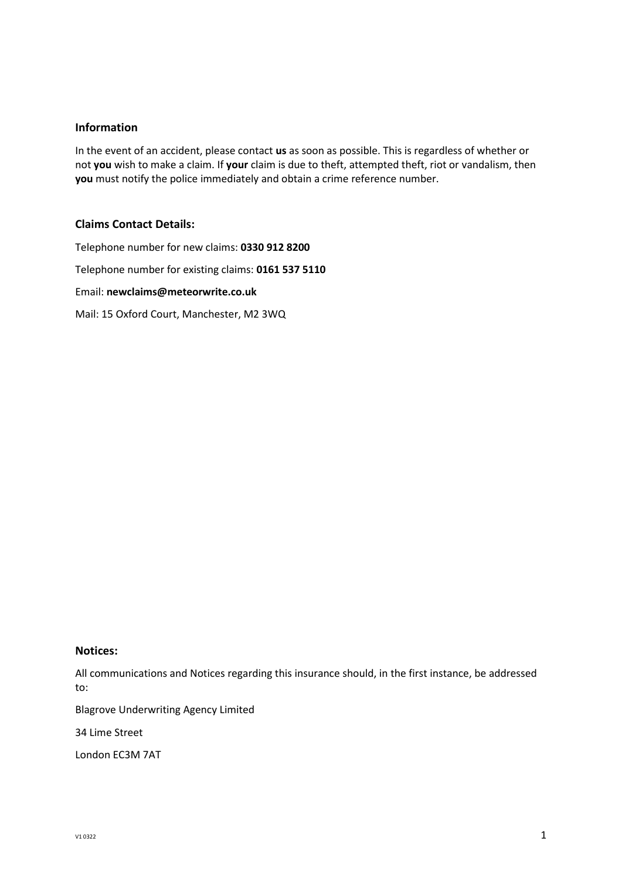## Information

In the event of an accident, please contact **us** as soon as possible. This is regardless of whether or not **you** wish to make a claim. If **your** claim is due to theft, attempted theft, riot or vandalism, then **you** must notify the police immediately and obtain a crime reference number.

## Claims Contact Details:

Telephone number for new claims: **0330 912 8200**

Telephone number for existing claims: **0161 537 5110**

Email: **newclaims@meteorwrite.co.uk**

Mail: 15 Oxford Court, Manchester, M2 3WQ

## Notices:

All communications and Notices regarding this insurance should, in the first instance, be addressed to:

Blagrove Underwriting Agency Limited

34 Lime Street

London EC3M 7AT

V1 0322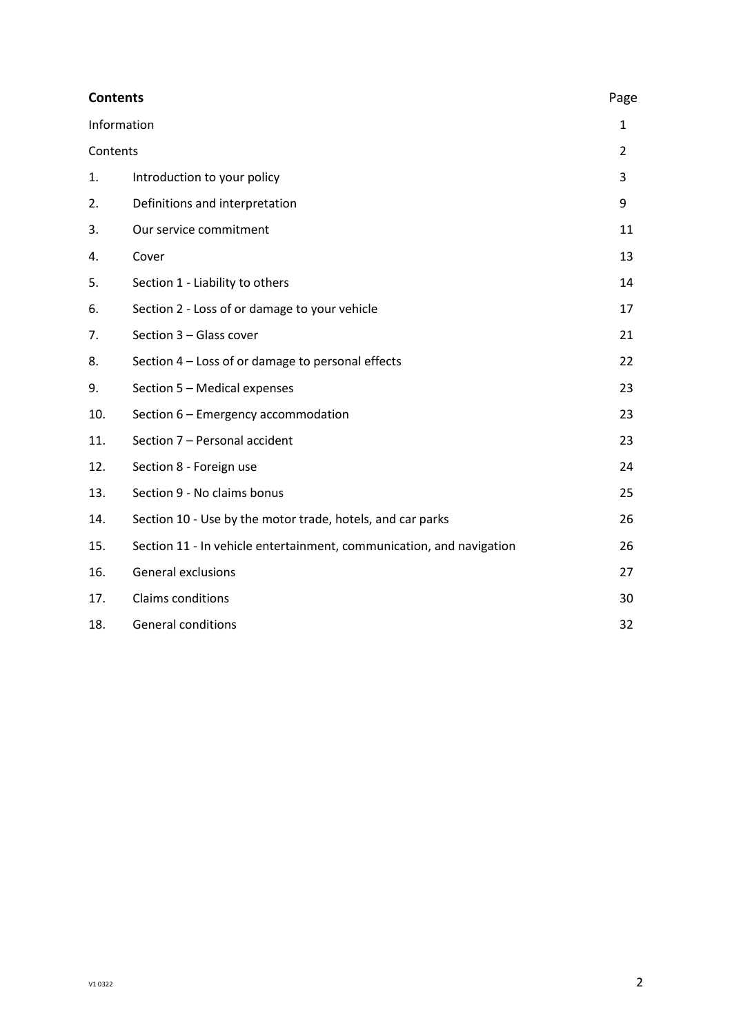| **Contents** | | Page |
|---|---|---|
| Information | | 1 |
| Contents | | 2 |
| 1. | Introduction to your policy | 3 |
| 2. | Definitions and interpretation | 9 |
| 3. | Our service commitment | 11 |
| 4. | Cover | 13 |
| 5. | Section 1 - Liability to others | 14 |
| 6. | Section 2 - Loss of or damage to your vehicle | 17 |
| 7. | Section 3 – Glass cover | 21 |
| 8. | Section 4 – Loss of or damage to personal effects | 22 |
| 9. | Section 5 – Medical expenses | 23 |
| 10. | Section 6 – Emergency accommodation | 23 |
| 11. | Section 7 – Personal accident | 23 |
| 12. | Section 8 - Foreign use | 24 |
| 13. | Section 9 - No claims bonus | 25 |
| 14. | Section 10 - Use by the motor trade, hotels, and car parks | 26 |
| 15. | Section 11 - In vehicle entertainment, communication, and navigation | 26 |
| 16. | General exclusions | 27 |
| 17. | Claims conditions | 30 |
| 18. | General conditions | 32 |

V1 0322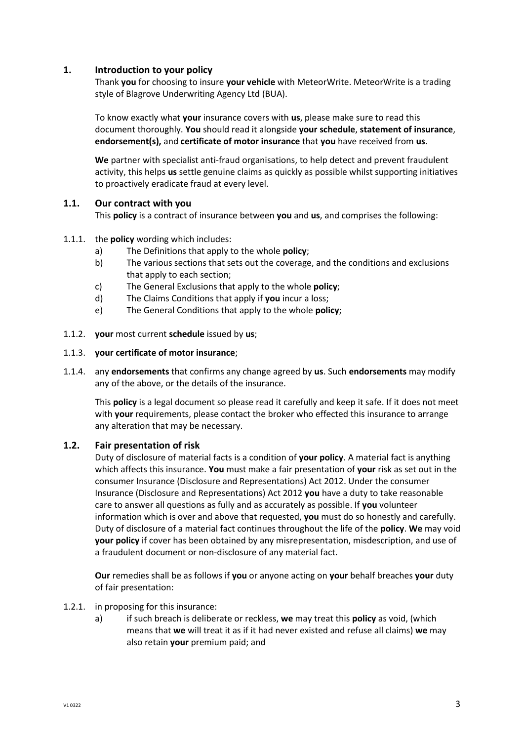## 1. Introduction to your policy

Thank **you** for choosing to insure **your vehicle** with MeteorWrite. MeteorWrite is a trading style of Blagrove Underwriting Agency Ltd (BUA).

To know exactly what **your** insurance covers with **us**, please make sure to read this document thoroughly. **You** should read it alongside **your schedule**, **statement of insurance**, **endorsement(s),** and **certificate of motor insurance** that **you** have received from **us**.

**We** partner with specialist anti-fraud organisations, to help detect and prevent fraudulent activity, this helps **us** settle genuine claims as quickly as possible whilst supporting initiatives to proactively eradicate fraud at every level.

### 1.1. Our contract with you

This **policy** is a contract of insurance between **you** and **us**, and comprises the following:

1.1.1. the **policy** wording which includes:

- a) The Definitions that apply to the whole **policy**;
- b) The various sections that sets out the coverage, and the conditions and exclusions that apply to each section;
- c) The General Exclusions that apply to the whole **policy**;
- d) The Claims Conditions that apply if **you** incur a loss;
- e) The General Conditions that apply to the whole **policy**;

1.1.2. **your** most current **schedule** issued by **us**;

1.1.3. **your certificate of motor insurance**;

1.1.4. any **endorsements** that confirms any change agreed by **us**. Such **endorsements** may modify any of the above, or the details of the insurance.

This **policy** is a legal document so please read it carefully and keep it safe. If it does not meet with **your** requirements, please contact the broker who effected this insurance to arrange any alteration that may be necessary.

### 1.2. Fair presentation of risk

Duty of disclosure of material facts is a condition of **your policy**. A material fact is anything which affects this insurance. **You** must make a fair presentation of **your** risk as set out in the consumer Insurance (Disclosure and Representations) Act 2012. Under the consumer Insurance (Disclosure and Representations) Act 2012 **you** have a duty to take reasonable care to answer all questions as fully and as accurately as possible. If **you** volunteer information which is over and above that requested, **you** must do so honestly and carefully. Duty of disclosure of a material fact continues throughout the life of the **policy**. **We** may void **your policy** if cover has been obtained by any misrepresentation, misdescription, and use of a fraudulent document or non-disclosure of any material fact.

**Our** remedies shall be as follows if **you** or anyone acting on **your** behalf breaches **your** duty of fair presentation:

1.2.1. in proposing for this insurance:

- a) if such breach is deliberate or reckless, **we** may treat this **policy** as void, (which means that **we** will treat it as if it had never existed and refuse all claims) **we** may also retain **your** premium paid; and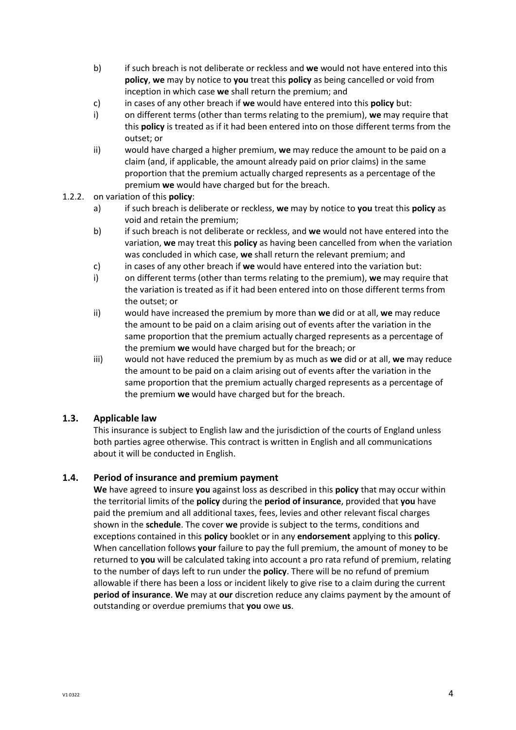b) if such breach is not deliberate or reckless and **we** would not have entered into this **policy**, **we** may by notice to **you** treat this **policy** as being cancelled or void from inception in which case **we** shall return the premium; and

c) in cases of any other breach if **we** would have entered into this **policy** but:

i) on different terms (other than terms relating to the premium), **we** may require that this **policy** is treated as if it had been entered into on those different terms from the outset; or

ii) would have charged a higher premium, **we** may reduce the amount to be paid on a claim (and, if applicable, the amount already paid on prior claims) in the same proportion that the premium actually charged represents as a percentage of the premium **we** would have charged but for the breach.

1.2.2. on variation of this **policy**:

a) if such breach is deliberate or reckless, **we** may by notice to **you** treat this **policy** as void and retain the premium;

b) if such breach is not deliberate or reckless, and **we** would not have entered into the variation, **we** may treat this **policy** as having been cancelled from when the variation was concluded in which case, **we** shall return the relevant premium; and

c) in cases of any other breach if **we** would have entered into the variation but:

i) on different terms (other than terms relating to the premium), **we** may require that the variation is treated as if it had been entered into on those different terms from the outset; or

ii) would have increased the premium by more than **we** did or at all, **we** may reduce the amount to be paid on a claim arising out of events after the variation in the same proportion that the premium actually charged represents as a percentage of the premium **we** would have charged but for the breach; or

iii) would not have reduced the premium by as much as **we** did or at all, **we** may reduce the amount to be paid on a claim arising out of events after the variation in the same proportion that the premium actually charged represents as a percentage of the premium **we** would have charged but for the breach.

### 1.3. Applicable law

This insurance is subject to English law and the jurisdiction of the courts of England unless both parties agree otherwise. This contract is written in English and all communications about it will be conducted in English.

### 1.4. Period of insurance and premium payment

**We** have agreed to insure **you** against loss as described in this **policy** that may occur within the territorial limits of the **policy** during the **period of insurance**, provided that **you** have paid the premium and all additional taxes, fees, levies and other relevant fiscal charges shown in the **schedule**. The cover **we** provide is subject to the terms, conditions and exceptions contained in this **policy** booklet or in any **endorsement** applying to this **policy**. When cancellation follows **your** failure to pay the full premium, the amount of money to be returned to **you** will be calculated taking into account a pro rata refund of premium, relating to the number of days left to run under the **policy**. There will be no refund of premium allowable if there has been a loss or incident likely to give rise to a claim during the current **period of insurance**. **We** may at **our** discretion reduce any claims payment by the amount of outstanding or overdue premiums that **you** owe **us**.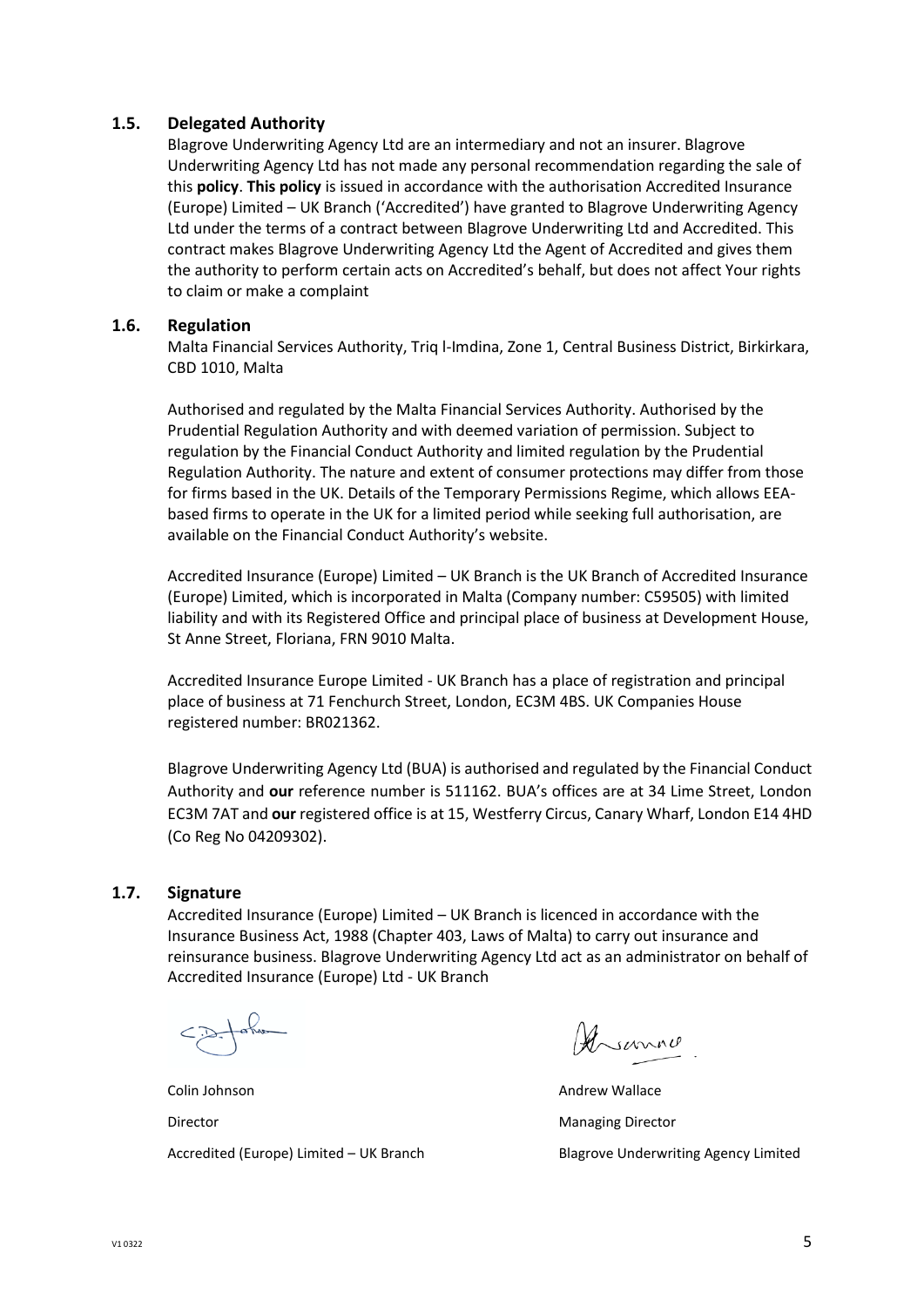### 1.5. Delegated Authority

Blagrove Underwriting Agency Ltd are an intermediary and not an insurer. Blagrove Underwriting Agency Ltd has not made any personal recommendation regarding the sale of this **policy**. **This policy** is issued in accordance with the authorisation Accredited Insurance (Europe) Limited – UK Branch ('Accredited') have granted to Blagrove Underwriting Agency Ltd under the terms of a contract between Blagrove Underwriting Ltd and Accredited. This contract makes Blagrove Underwriting Agency Ltd the Agent of Accredited and gives them the authority to perform certain acts on Accredited's behalf, but does not affect Your rights to claim or make a complaint

### 1.6. Regulation

Malta Financial Services Authority, Triq l-Imdina, Zone 1, Central Business District, Birkirkara, CBD 1010, Malta

Authorised and regulated by the Malta Financial Services Authority. Authorised by the Prudential Regulation Authority and with deemed variation of permission. Subject to regulation by the Financial Conduct Authority and limited regulation by the Prudential Regulation Authority. The nature and extent of consumer protections may differ from those for firms based in the UK. Details of the Temporary Permissions Regime, which allows EEA-based firms to operate in the UK for a limited period while seeking full authorisation, are available on the Financial Conduct Authority's website.

Accredited Insurance (Europe) Limited – UK Branch is the UK Branch of Accredited Insurance (Europe) Limited, which is incorporated in Malta (Company number: C59505) with limited liability and with its Registered Office and principal place of business at Development House, St Anne Street, Floriana, FRN 9010 Malta.

Accredited Insurance Europe Limited - UK Branch has a place of registration and principal place of business at 71 Fenchurch Street, London, EC3M 4BS. UK Companies House registered number: BR021362.

Blagrove Underwriting Agency Ltd (BUA) is authorised and regulated by the Financial Conduct Authority and **our** reference number is 511162. BUA's offices are at 34 Lime Street, London EC3M 7AT and **our** registered office is at 15, Westferry Circus, Canary Wharf, London E14 4HD (Co Reg No 04209302).

### 1.7. Signature

Accredited Insurance (Europe) Limited – UK Branch is licenced in accordance with the Insurance Business Act, 1988 (Chapter 403, Laws of Malta) to carry out insurance and reinsurance business. Blagrove Underwriting Agency Ltd act as an administrator on behalf of Accredited Insurance (Europe) Ltd - UK Branch

Colin Johnson
Director
Accredited (Europe) Limited – UK Branch

Andrew Wallace
Managing Director
Blagrove Underwriting Agency Limited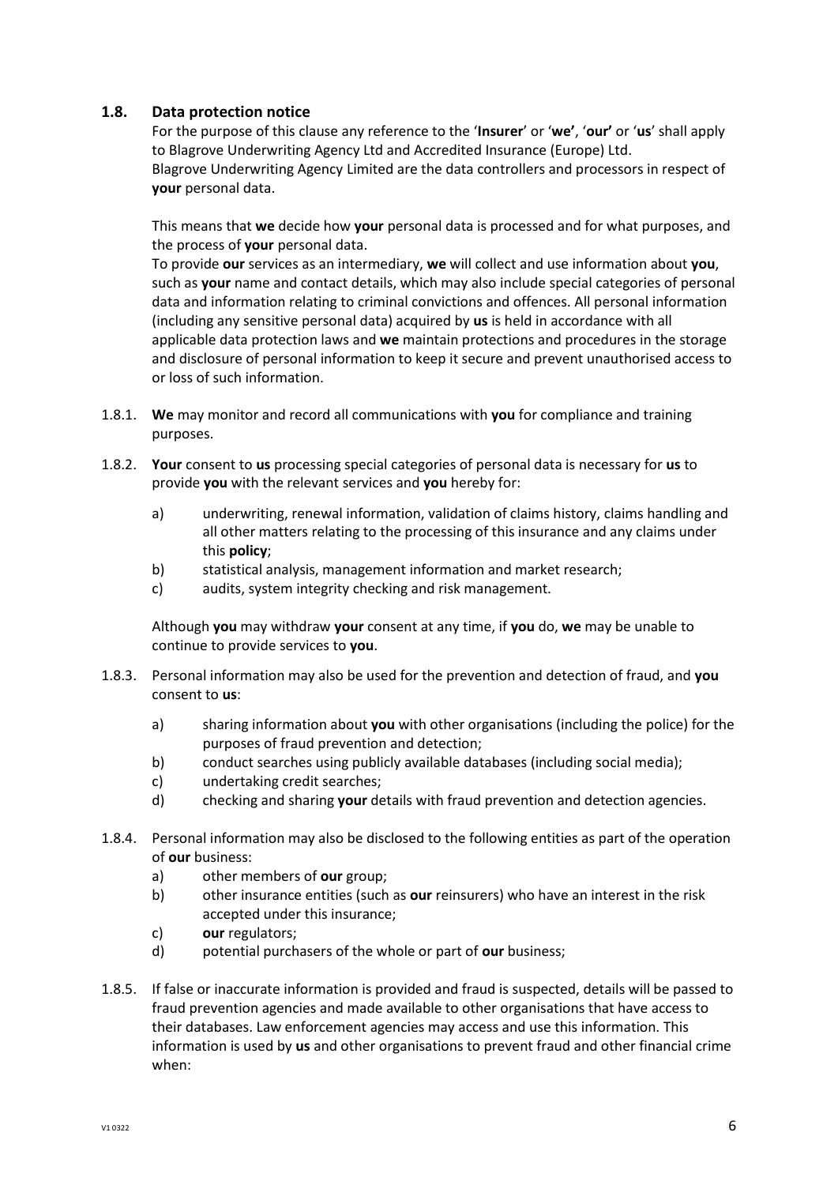## 1.8. Data protection notice

For the purpose of this clause any reference to the '**Insurer**' or '**we'**, '**our'** or '**us**' shall apply to Blagrove Underwriting Agency Ltd and Accredited Insurance (Europe) Ltd.
Blagrove Underwriting Agency Limited are the data controllers and processors in respect of **your** personal data.

This means that **we** decide how **your** personal data is processed and for what purposes, and the process of **your** personal data.
To provide **our** services as an intermediary, **we** will collect and use information about **you**, such as **your** name and contact details, which may also include special categories of personal data and information relating to criminal convictions and offences. All personal information (including any sensitive personal data) acquired by **us** is held in accordance with all applicable data protection laws and **we** maintain protections and procedures in the storage and disclosure of personal information to keep it secure and prevent unauthorised access to or loss of such information.

1.8.1. **We** may monitor and record all communications with **you** for compliance and training purposes.

1.8.2. **Your** consent to **us** processing special categories of personal data is necessary for **us** to provide **you** with the relevant services and **you** hereby for:

- a) underwriting, renewal information, validation of claims history, claims handling and all other matters relating to the processing of this insurance and any claims under this **policy**;
- b) statistical analysis, management information and market research;
- c) audits, system integrity checking and risk management.

Although **you** may withdraw **your** consent at any time, if **you** do, **we** may be unable to continue to provide services to **you**.

1.8.3. Personal information may also be used for the prevention and detection of fraud, and **you** consent to **us**:

- a) sharing information about **you** with other organisations (including the police) for the purposes of fraud prevention and detection;
- b) conduct searches using publicly available databases (including social media);
- c) undertaking credit searches;
- d) checking and sharing **your** details with fraud prevention and detection agencies.

1.8.4. Personal information may also be disclosed to the following entities as part of the operation of **our** business:

- a) other members of **our** group;
- b) other insurance entities (such as **our** reinsurers) who have an interest in the risk accepted under this insurance;
- c) **our** regulators;
- d) potential purchasers of the whole or part of **our** business;

1.8.5. If false or inaccurate information is provided and fraud is suspected, details will be passed to fraud prevention agencies and made available to other organisations that have access to their databases. Law enforcement agencies may access and use this information. This information is used by **us** and other organisations to prevent fraud and other financial crime when: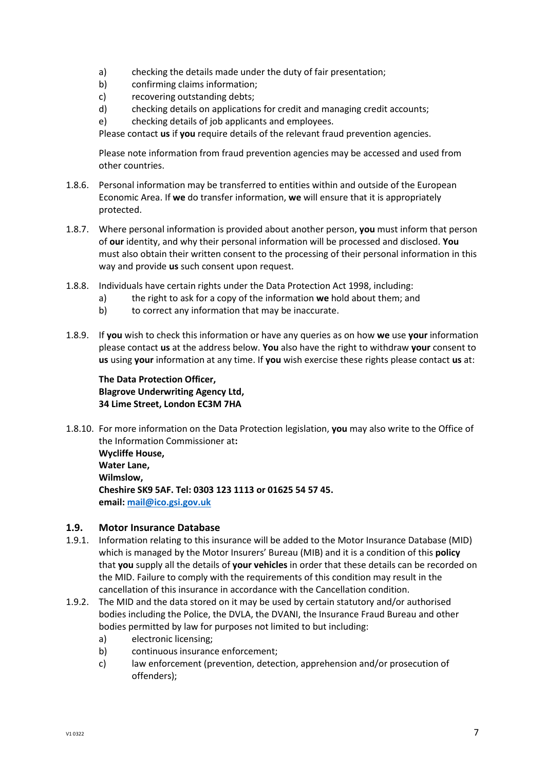a) checking the details made under the duty of fair presentation;
b) confirming claims information;
c) recovering outstanding debts;
d) checking details on applications for credit and managing credit accounts;
e) checking details of job applicants and employees.

Please contact **us** if **you** require details of the relevant fraud prevention agencies.

Please note information from fraud prevention agencies may be accessed and used from other countries.

1.8.6. Personal information may be transferred to entities within and outside of the European Economic Area. If **we** do transfer information, **we** will ensure that it is appropriately protected.

1.8.7. Where personal information is provided about another person, **you** must inform that person of **our** identity, and why their personal information will be processed and disclosed. **You** must also obtain their written consent to the processing of their personal information in this way and provide **us** such consent upon request.

1.8.8. Individuals have certain rights under the Data Protection Act 1998, including:
a) the right to ask for a copy of the information **we** hold about them; and
b) to correct any information that may be inaccurate.

1.8.9. If **you** wish to check this information or have any queries as on how **we** use **your** information please contact **us** at the address below. **You** also have the right to withdraw **your** consent to **us** using **your** information at any time. If **you** wish exercise these rights please contact **us** at:

**The Data Protection Officer,**
**Blagrove Underwriting Agency Ltd,**
**34 Lime Street, London EC3M 7HA**

1.8.10. For more information on the Data Protection legislation, **you** may also write to the Office of the Information Commissioner at**:**
**Wycliffe House,**
**Water Lane,**
**Wilmslow,**
**Cheshire SK9 5AF. Tel: 0303 123 1113 or 01625 54 57 45.**
**email: mail@ico.gsi.gov.uk**

### 1.9. Motor Insurance Database

1.9.1. Information relating to this insurance will be added to the Motor Insurance Database (MID) which is managed by the Motor Insurers' Bureau (MIB) and it is a condition of this **policy** that **you** supply all the details of **your vehicles** in order that these details can be recorded on the MID. Failure to comply with the requirements of this condition may result in the cancellation of this insurance in accordance with the Cancellation condition.

1.9.2. The MID and the data stored on it may be used by certain statutory and/or authorised bodies including the Police, the DVLA, the DVANI, the Insurance Fraud Bureau and other bodies permitted by law for purposes not limited to but including:
a) electronic licensing;
b) continuous insurance enforcement;
c) law enforcement (prevention, detection, apprehension and/or prosecution of offenders);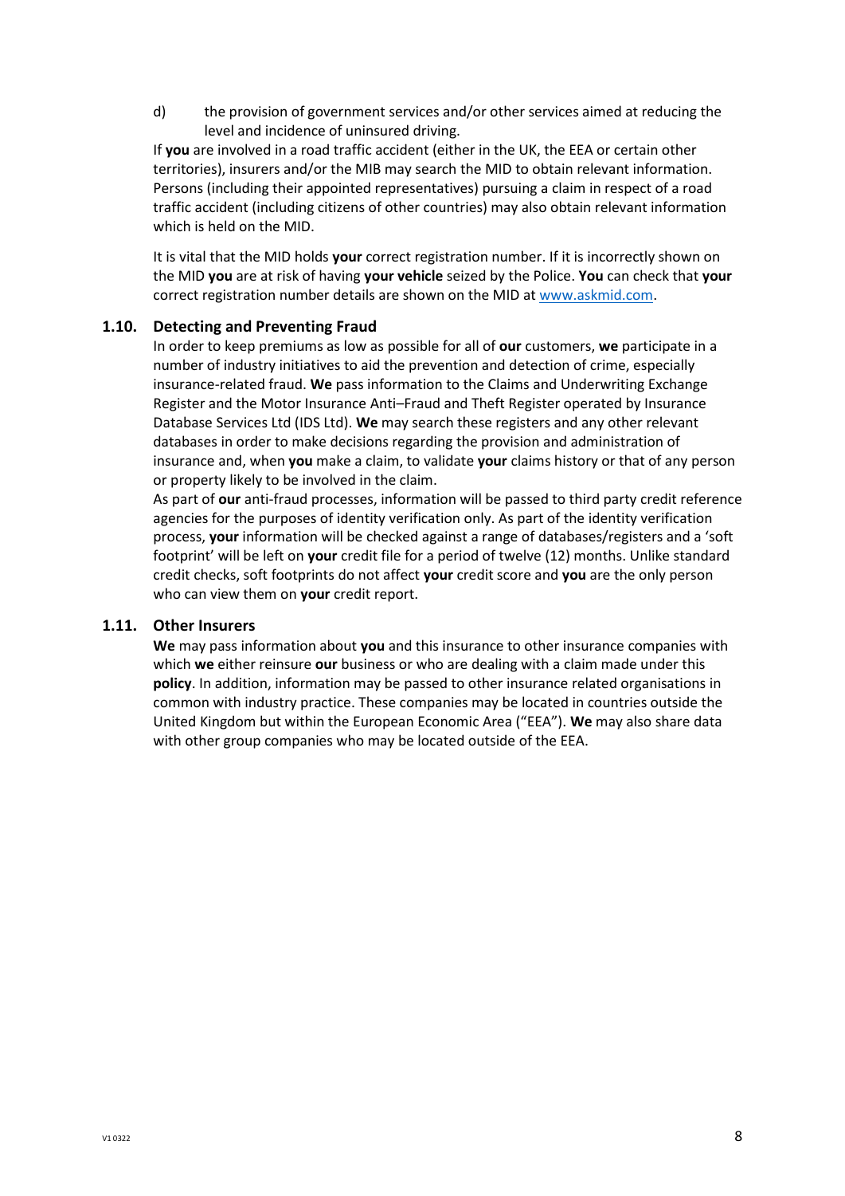d) the provision of government services and/or other services aimed at reducing the level and incidence of uninsured driving.

If **you** are involved in a road traffic accident (either in the UK, the EEA or certain other territories), insurers and/or the MIB may search the MID to obtain relevant information. Persons (including their appointed representatives) pursuing a claim in respect of a road traffic accident (including citizens of other countries) may also obtain relevant information which is held on the MID.

It is vital that the MID holds **your** correct registration number. If it is incorrectly shown on the MID **you** are at risk of having **your vehicle** seized by the Police. **You** can check that **your** correct registration number details are shown on the MID at www.askmid.com.

### 1.10. Detecting and Preventing Fraud

In order to keep premiums as low as possible for all of **our** customers, **we** participate in a number of industry initiatives to aid the prevention and detection of crime, especially insurance-related fraud. **We** pass information to the Claims and Underwriting Exchange Register and the Motor Insurance Anti–Fraud and Theft Register operated by Insurance Database Services Ltd (IDS Ltd). **We** may search these registers and any other relevant databases in order to make decisions regarding the provision and administration of insurance and, when **you** make a claim, to validate **your** claims history or that of any person or property likely to be involved in the claim.

As part of **our** anti-fraud processes, information will be passed to third party credit reference agencies for the purposes of identity verification only. As part of the identity verification process, **your** information will be checked against a range of databases/registers and a 'soft footprint' will be left on **your** credit file for a period of twelve (12) months. Unlike standard credit checks, soft footprints do not affect **your** credit score and **you** are the only person who can view them on **your** credit report.

### 1.11. Other Insurers

**We** may pass information about **you** and this insurance to other insurance companies with which **we** either reinsure **our** business or who are dealing with a claim made under this **policy**. In addition, information may be passed to other insurance related organisations in common with industry practice. These companies may be located in countries outside the United Kingdom but within the European Economic Area ("EEA"). **We** may also share data with other group companies who may be located outside of the EEA.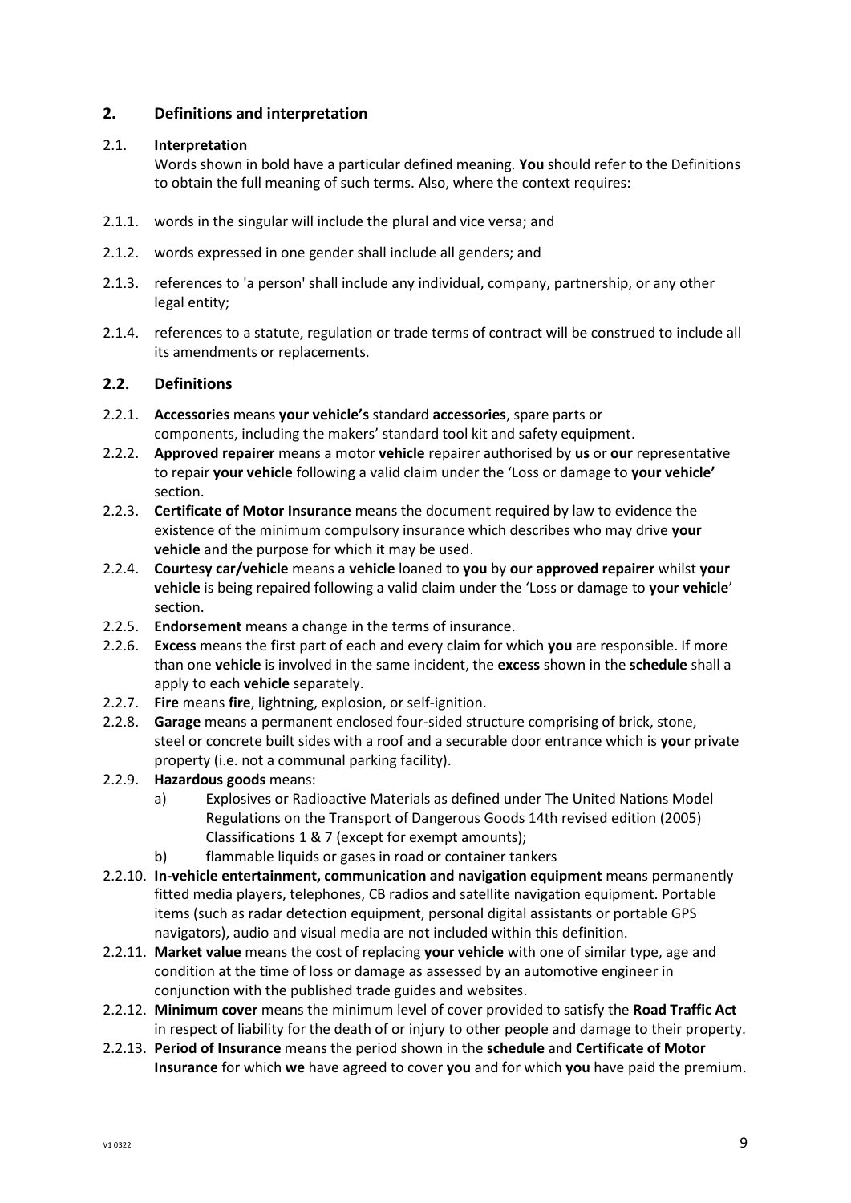## 2. Definitions and interpretation

### 2.1. Interpretation

Words shown in bold have a particular defined meaning. **You** should refer to the Definitions to obtain the full meaning of such terms. Also, where the context requires:

2.1.1. words in the singular will include the plural and vice versa; and

2.1.2. words expressed in one gender shall include all genders; and

2.1.3. references to 'a person' shall include any individual, company, partnership, or any other legal entity;

2.1.4. references to a statute, regulation or trade terms of contract will be construed to include all its amendments or replacements.

### 2.2. Definitions

2.2.1. **Accessories** means **your vehicle's** standard **accessories**, spare parts or components, including the makers' standard tool kit and safety equipment.

2.2.2. **Approved repairer** means a motor **vehicle** repairer authorised by **us** or **our** representative to repair **your vehicle** following a valid claim under the 'Loss or damage to **your vehicle'** section.

2.2.3. **Certificate of Motor Insurance** means the document required by law to evidence the existence of the minimum compulsory insurance which describes who may drive **your vehicle** and the purpose for which it may be used.

2.2.4. **Courtesy car/vehicle** means a **vehicle** loaned to **you** by **our approved repairer** whilst **your vehicle** is being repaired following a valid claim under the 'Loss or damage to **your vehicle**' section.

2.2.5. **Endorsement** means a change in the terms of insurance.

2.2.6. **Excess** means the first part of each and every claim for which **you** are responsible. If more than one **vehicle** is involved in the same incident, the **excess** shown in the **schedule** shall a apply to each **vehicle** separately.

2.2.7. **Fire** means **fire**, lightning, explosion, or self-ignition.

2.2.8. **Garage** means a permanent enclosed four-sided structure comprising of brick, stone, steel or concrete built sides with a roof and a securable door entrance which is **your** private property (i.e. not a communal parking facility).

2.2.9. **Hazardous goods** means:

- a) Explosives or Radioactive Materials as defined under The United Nations Model Regulations on the Transport of Dangerous Goods 14th revised edition (2005) Classifications 1 & 7 (except for exempt amounts);
- b) flammable liquids or gases in road or container tankers

2.2.10. **In-vehicle entertainment, communication and navigation equipment** means permanently fitted media players, telephones, CB radios and satellite navigation equipment. Portable items (such as radar detection equipment, personal digital assistants or portable GPS navigators), audio and visual media are not included within this definition.

2.2.11. **Market value** means the cost of replacing **your vehicle** with one of similar type, age and condition at the time of loss or damage as assessed by an automotive engineer in conjunction with the published trade guides and websites.

2.2.12. **Minimum cover** means the minimum level of cover provided to satisfy the **Road Traffic Act** in respect of liability for the death of or injury to other people and damage to their property.

2.2.13. **Period of Insurance** means the period shown in the **schedule** and **Certificate of Motor Insurance** for which **we** have agreed to cover **you** and for which **you** have paid the premium.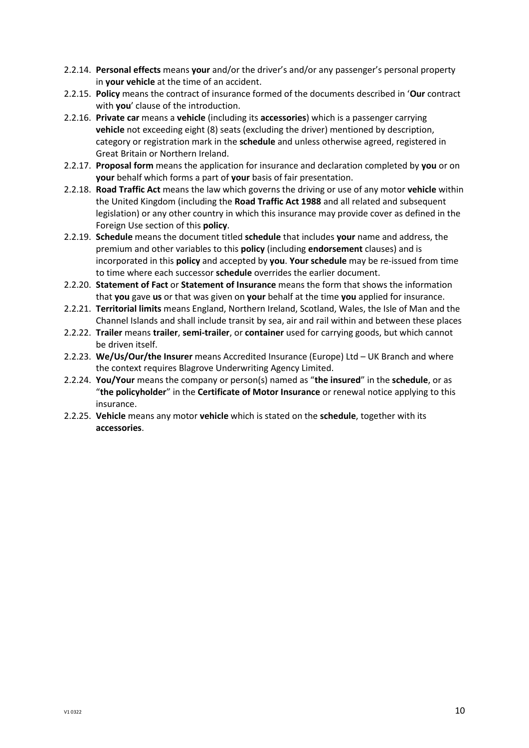2.2.14. **Personal effects** means **your** and/or the driver's and/or any passenger's personal property in **your vehicle** at the time of an accident.

2.2.15. **Policy** means the contract of insurance formed of the documents described in '**Our** contract with **you**' clause of the introduction.

2.2.16. **Private car** means a **vehicle** (including its **accessories**) which is a passenger carrying **vehicle** not exceeding eight (8) seats (excluding the driver) mentioned by description, category or registration mark in the **schedule** and unless otherwise agreed, registered in Great Britain or Northern Ireland.

2.2.17. **Proposal form** means the application for insurance and declaration completed by **you** or on **your** behalf which forms a part of **your** basis of fair presentation.

2.2.18. **Road Traffic Act** means the law which governs the driving or use of any motor **vehicle** within the United Kingdom (including the **Road Traffic Act 1988** and all related and subsequent legislation) or any other country in which this insurance may provide cover as defined in the Foreign Use section of this **policy**.

2.2.19. **Schedule** means the document titled **schedule** that includes **your** name and address, the premium and other variables to this **policy** (including **endorsement** clauses) and is incorporated in this **policy** and accepted by **you**. **Your schedule** may be re-issued from time to time where each successor **schedule** overrides the earlier document.

2.2.20. **Statement of Fact** or **Statement of Insurance** means the form that shows the information that **you** gave **us** or that was given on **your** behalf at the time **you** applied for insurance.

2.2.21. **Territorial limits** means England, Northern Ireland, Scotland, Wales, the Isle of Man and the Channel Islands and shall include transit by sea, air and rail within and between these places

2.2.22. **Trailer** means **trailer**, **semi-trailer**, or **container** used for carrying goods, but which cannot be driven itself.

2.2.23. **We/Us/Our/the Insurer** means Accredited Insurance (Europe) Ltd – UK Branch and where the context requires Blagrove Underwriting Agency Limited.

2.2.24. **You/Your** means the company or person(s) named as "**the insured**" in the **schedule**, or as "**the policyholder**" in the **Certificate of Motor Insurance** or renewal notice applying to this insurance.

2.2.25. **Vehicle** means any motor **vehicle** which is stated on the **schedule**, together with its **accessories**.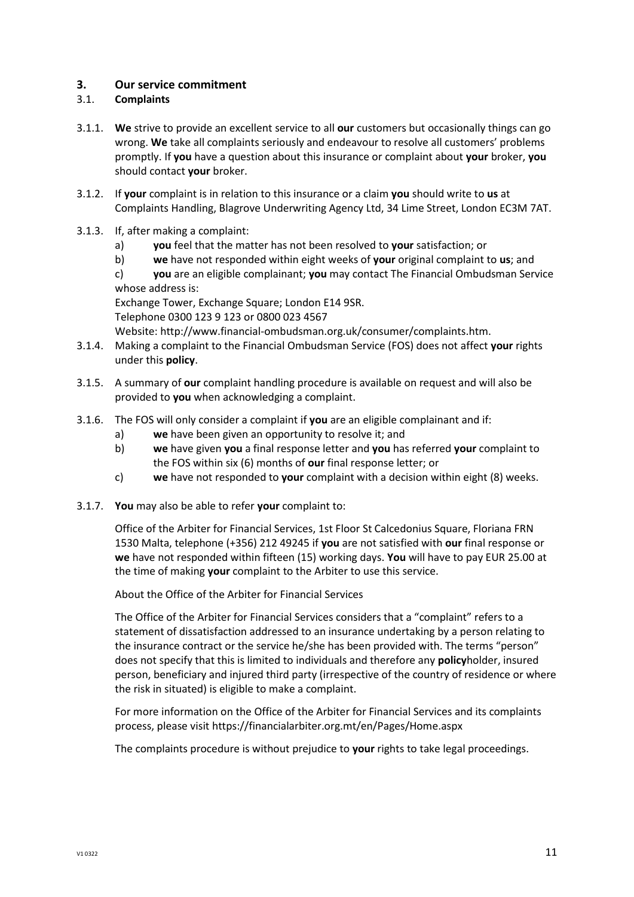## 3. Our service commitment

### 3.1. Complaints

3.1.1. **We** strive to provide an excellent service to all **our** customers but occasionally things can go wrong. **We** take all complaints seriously and endeavour to resolve all customers' problems promptly. If **you** have a question about this insurance or complaint about **your** broker, **you** should contact **your** broker.

3.1.2. If **your** complaint is in relation to this insurance or a claim **you** should write to **us** at Complaints Handling, Blagrove Underwriting Agency Ltd, 34 Lime Street, London EC3M 7AT.

3.1.3. If, after making a complaint:

a) **you** feel that the matter has not been resolved to **your** satisfaction; or

b) **we** have not responded within eight weeks of **your** original complaint to **us**; and

c) **you** are an eligible complainant; **you** may contact The Financial Ombudsman Service whose address is:

Exchange Tower, Exchange Square; London E14 9SR.
Telephone 0300 123 9 123 or 0800 023 4567
Website: http://www.financial-ombudsman.org.uk/consumer/complaints.htm.

3.1.4. Making a complaint to the Financial Ombudsman Service (FOS) does not affect **your** rights under this **policy**.

3.1.5. A summary of **our** complaint handling procedure is available on request and will also be provided to **you** when acknowledging a complaint.

3.1.6. The FOS will only consider a complaint if **you** are an eligible complainant and if:

a) **we** have been given an opportunity to resolve it; and

b) **we** have given **you** a final response letter and **you** has referred **your** complaint to the FOS within six (6) months of **our** final response letter; or

c) **we** have not responded to **your** complaint with a decision within eight (8) weeks.

3.1.7. **You** may also be able to refer **your** complaint to:

Office of the Arbiter for Financial Services, 1st Floor St Calcedonius Square, Floriana FRN 1530 Malta, telephone (+356) 212 49245 if **you** are not satisfied with **our** final response or **we** have not responded within fifteen (15) working days. **You** will have to pay EUR 25.00 at the time of making **your** complaint to the Arbiter to use this service.

About the Office of the Arbiter for Financial Services

The Office of the Arbiter for Financial Services considers that a "complaint" refers to a statement of dissatisfaction addressed to an insurance undertaking by a person relating to the insurance contract or the service he/she has been provided with. The terms "person" does not specify that this is limited to individuals and therefore any **policy**holder, insured person, beneficiary and injured third party (irrespective of the country of residence or where the risk in situated) is eligible to make a complaint.

For more information on the Office of the Arbiter for Financial Services and its complaints process, please visit https://financialarbiter.org.mt/en/Pages/Home.aspx

The complaints procedure is without prejudice to **your** rights to take legal proceedings.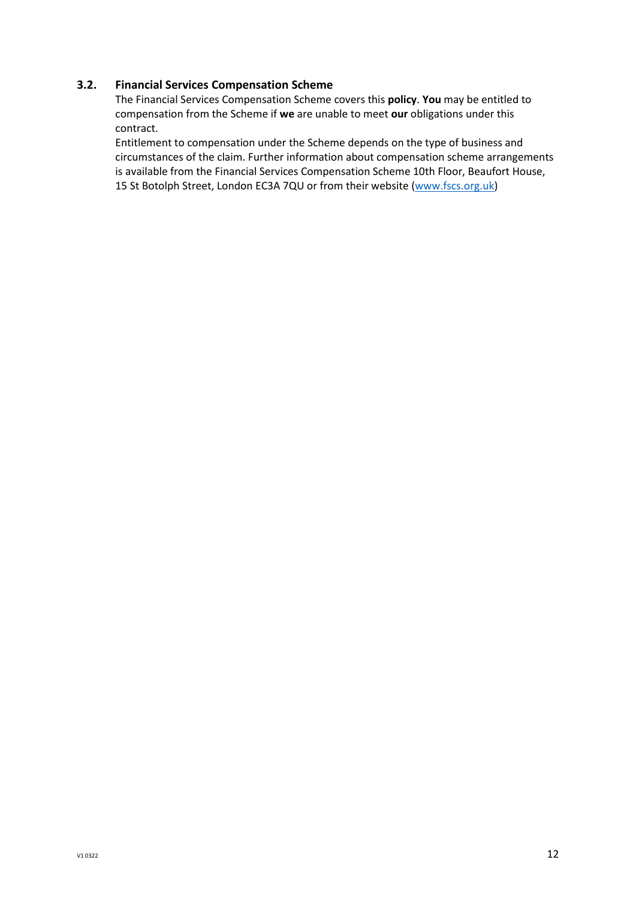### 3.2. Financial Services Compensation Scheme

The Financial Services Compensation Scheme covers this **policy**. **You** may be entitled to compensation from the Scheme if **we** are unable to meet **our** obligations under this contract.

Entitlement to compensation under the Scheme depends on the type of business and circumstances of the claim. Further information about compensation scheme arrangements is available from the Financial Services Compensation Scheme 10th Floor, Beaufort House, 15 St Botolph Street, London EC3A 7QU or from their website (www.fscs.org.uk)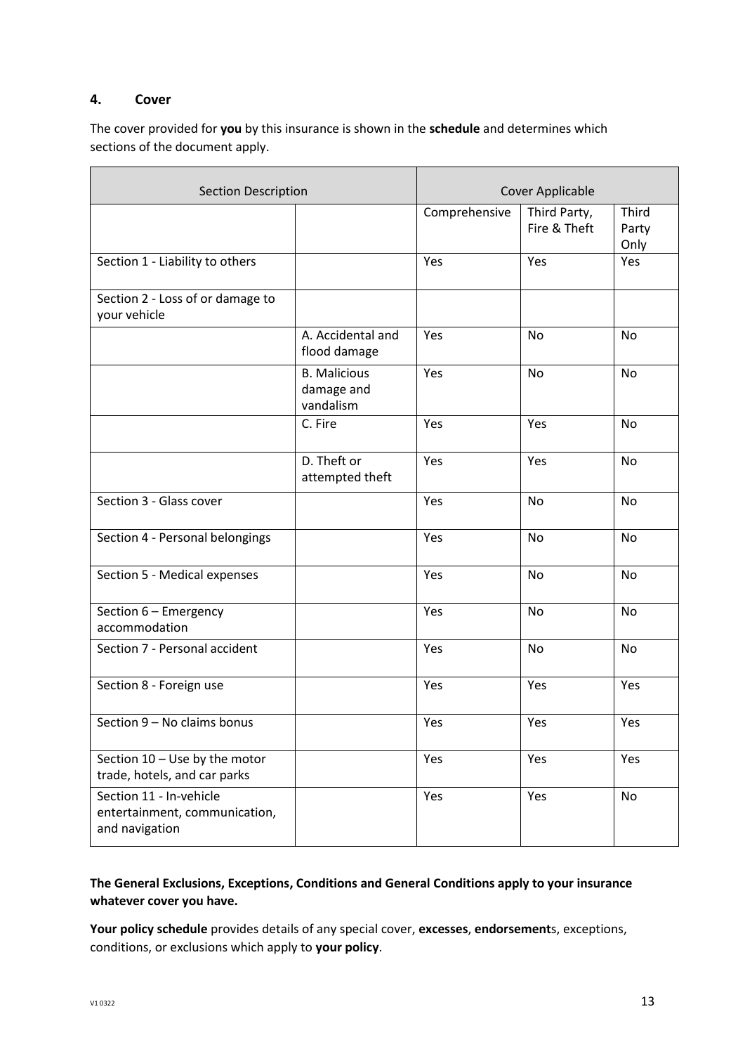## 4. Cover

The cover provided for **you** by this insurance is shown in the **schedule** and determines which sections of the document apply.

| Section Description | | Cover Applicable | | |
|---|---|---|---|---|
| | | Comprehensive | Third Party, Fire & Theft | Third Party Only |
| Section 1 - Liability to others | | Yes | Yes | Yes |
| Section 2 - Loss of or damage to your vehicle | | | | |
| | A. Accidental and flood damage | Yes | No | No |
| | B. Malicious damage and vandalism | Yes | No | No |
| | C. Fire | Yes | Yes | No |
| | D. Theft or attempted theft | Yes | Yes | No |
| Section 3 - Glass cover | | Yes | No | No |
| Section 4 - Personal belongings | | Yes | No | No |
| Section 5 - Medical expenses | | Yes | No | No |
| Section 6 – Emergency accommodation | | Yes | No | No |
| Section 7 - Personal accident | | Yes | No | No |
| Section 8 - Foreign use | | Yes | Yes | Yes |
| Section 9 – No claims bonus | | Yes | Yes | Yes |
| Section 10 – Use by the motor trade, hotels, and car parks | | Yes | Yes | Yes |
| Section 11 - In-vehicle entertainment, communication, and navigation | | Yes | Yes | No |

**The General Exclusions, Exceptions, Conditions and General Conditions apply to your insurance whatever cover you have.**

**Your policy schedule** provides details of any special cover, **excesses**, **endorsement**s, exceptions, conditions, or exclusions which apply to **your policy**.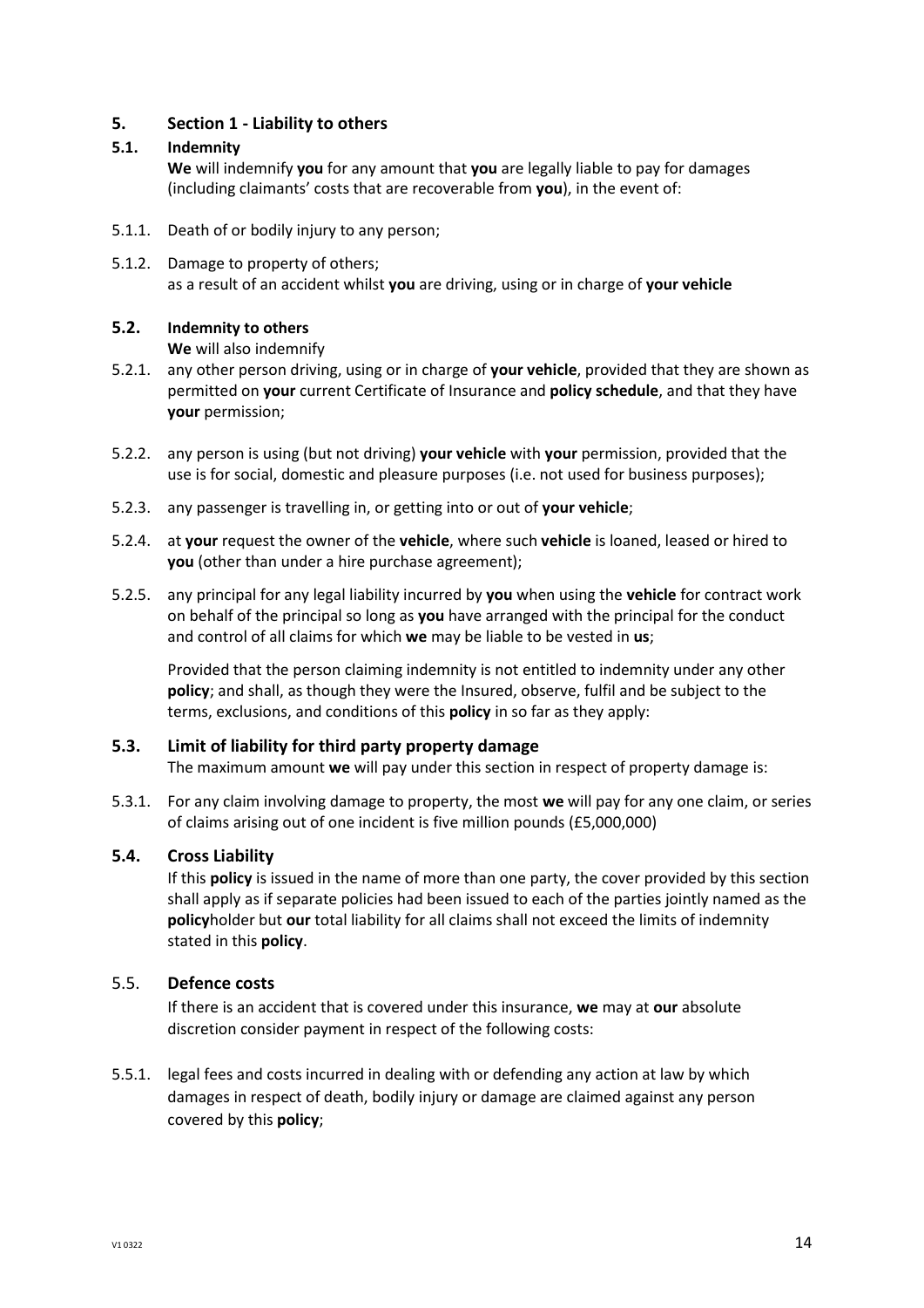## 5. Section 1 - Liability to others

### 5.1. Indemnity

**We** will indemnify **you** for any amount that **you** are legally liable to pay for damages (including claimants' costs that are recoverable from **you**), in the event of:

5.1.1. Death of or bodily injury to any person;

5.1.2. Damage to property of others;
as a result of an accident whilst **you** are driving, using or in charge of **your vehicle**

### 5.2. Indemnity to others

**We** will also indemnify

5.2.1. any other person driving, using or in charge of **your vehicle**, provided that they are shown as permitted on **your** current Certificate of Insurance and **policy schedule**, and that they have **your** permission;

5.2.2. any person is using (but not driving) **your vehicle** with **your** permission, provided that the use is for social, domestic and pleasure purposes (i.e. not used for business purposes);

5.2.3. any passenger is travelling in, or getting into or out of **your vehicle**;

5.2.4. at **your** request the owner of the **vehicle**, where such **vehicle** is loaned, leased or hired to **you** (other than under a hire purchase agreement);

5.2.5. any principal for any legal liability incurred by **you** when using the **vehicle** for contract work on behalf of the principal so long as **you** have arranged with the principal for the conduct and control of all claims for which **we** may be liable to be vested in **us**;

Provided that the person claiming indemnity is not entitled to indemnity under any other **policy**; and shall, as though they were the Insured, observe, fulfil and be subject to the terms, exclusions, and conditions of this **policy** in so far as they apply:

### 5.3. Limit of liability for third party property damage

The maximum amount **we** will pay under this section in respect of property damage is:

5.3.1. For any claim involving damage to property, the most **we** will pay for any one claim, or series of claims arising out of one incident is five million pounds (£5,000,000)

### 5.4. Cross Liability

If this **policy** is issued in the name of more than one party, the cover provided by this section shall apply as if separate policies had been issued to each of the parties jointly named as the **policy**holder but **our** total liability for all claims shall not exceed the limits of indemnity stated in this **policy**.

### 5.5. Defence costs

If there is an accident that is covered under this insurance, **we** may at **our** absolute discretion consider payment in respect of the following costs:

5.5.1. legal fees and costs incurred in dealing with or defending any action at law by which damages in respect of death, bodily injury or damage are claimed against any person covered by this **policy**;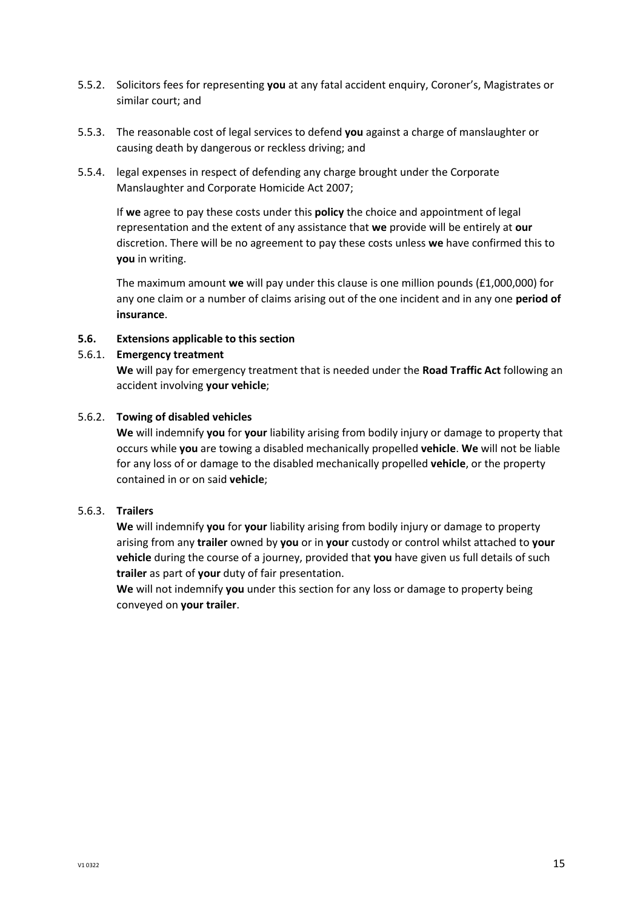5.5.2. Solicitors fees for representing **you** at any fatal accident enquiry, Coroner's, Magistrates or similar court; and

5.5.3. The reasonable cost of legal services to defend **you** against a charge of manslaughter or causing death by dangerous or reckless driving; and

5.5.4. legal expenses in respect of defending any charge brought under the Corporate Manslaughter and Corporate Homicide Act 2007;

If **we** agree to pay these costs under this **policy** the choice and appointment of legal representation and the extent of any assistance that **we** provide will be entirely at **our** discretion. There will be no agreement to pay these costs unless **we** have confirmed this to **you** in writing.

The maximum amount **we** will pay under this clause is one million pounds (£1,000,000) for any one claim or a number of claims arising out of the one incident and in any one **period of insurance**.

**5.6. Extensions applicable to this section**

5.6.1. **Emergency treatment**

**We** will pay for emergency treatment that is needed under the **Road Traffic Act** following an accident involving **your vehicle**;

5.6.2. **Towing of disabled vehicles**

**We** will indemnify **you** for **your** liability arising from bodily injury or damage to property that occurs while **you** are towing a disabled mechanically propelled **vehicle**. **We** will not be liable for any loss of or damage to the disabled mechanically propelled **vehicle**, or the property contained in or on said **vehicle**;

5.6.3. **Trailers**

**We** will indemnify **you** for **your** liability arising from bodily injury or damage to property arising from any **trailer** owned by **you** or in **your** custody or control whilst attached to **your vehicle** during the course of a journey, provided that **you** have given us full details of such **trailer** as part of **your** duty of fair presentation.

**We** will not indemnify **you** under this section for any loss or damage to property being conveyed on **your trailer**.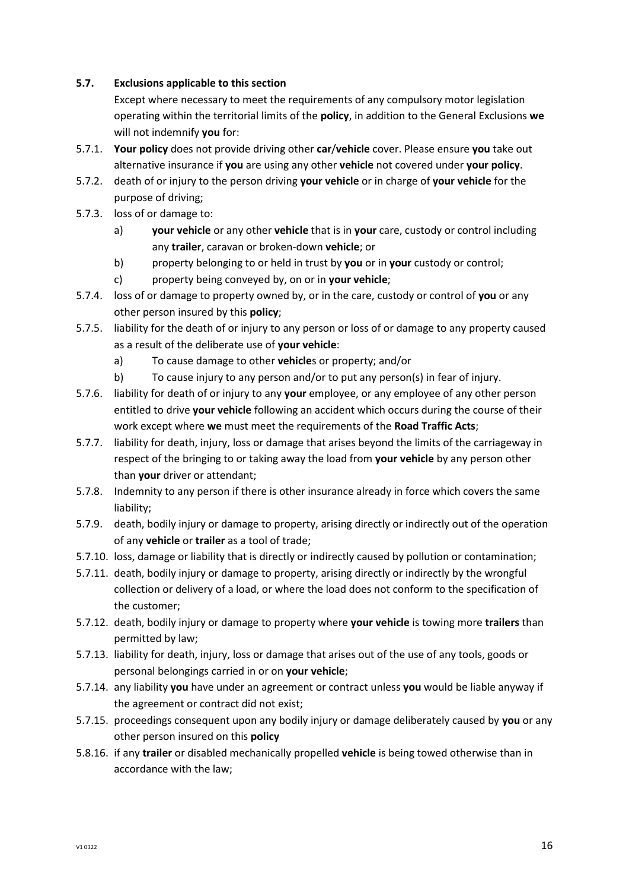**5.7. Exclusions applicable to this section**

Except where necessary to meet the requirements of any compulsory motor legislation operating within the territorial limits of the **policy**, in addition to the General Exclusions **we** will not indemnify **you** for:

5.7.1. **Your policy** does not provide driving other **car**/**vehicle** cover. Please ensure **you** take out alternative insurance if **you** are using any other **vehicle** not covered under **your policy**.

5.7.2. death of or injury to the person driving **your vehicle** or in charge of **your vehicle** for the purpose of driving;

5.7.3. loss of or damage to:

- a) **your vehicle** or any other **vehicle** that is in **your** care, custody or control including any **trailer**, caravan or broken-down **vehicle**; or
- b) property belonging to or held in trust by **you** or in **your** custody or control;
- c) property being conveyed by, on or in **your vehicle**;

5.7.4. loss of or damage to property owned by, or in the care, custody or control of **you** or any other person insured by this **policy**;

5.7.5. liability for the death of or injury to any person or loss of or damage to any property caused as a result of the deliberate use of **your vehicle**:

- a) To cause damage to other **vehicle**s or property; and/or
- b) To cause injury to any person and/or to put any person(s) in fear of injury.

5.7.6. liability for death of or injury to any **your** employee, or any employee of any other person entitled to drive **your vehicle** following an accident which occurs during the course of their work except where **we** must meet the requirements of the **Road Traffic Acts**;

5.7.7. liability for death, injury, loss or damage that arises beyond the limits of the carriageway in respect of the bringing to or taking away the load from **your vehicle** by any person other than **your** driver or attendant;

5.7.8. Indemnity to any person if there is other insurance already in force which covers the same liability;

5.7.9. death, bodily injury or damage to property, arising directly or indirectly out of the operation of any **vehicle** or **trailer** as a tool of trade;

5.7.10. loss, damage or liability that is directly or indirectly caused by pollution or contamination;

5.7.11. death, bodily injury or damage to property, arising directly or indirectly by the wrongful collection or delivery of a load, or where the load does not conform to the specification of the customer;

5.7.12. death, bodily injury or damage to property where **your vehicle** is towing more **trailers** than permitted by law;

5.7.13. liability for death, injury, loss or damage that arises out of the use of any tools, goods or personal belongings carried in or on **your vehicle**;

5.7.14. any liability **you** have under an agreement or contract unless **you** would be liable anyway if the agreement or contract did not exist;

5.7.15. proceedings consequent upon any bodily injury or damage deliberately caused by **you** or any other person insured on this **policy**

5.8.16. if any **trailer** or disabled mechanically propelled **vehicle** is being towed otherwise than in accordance with the law;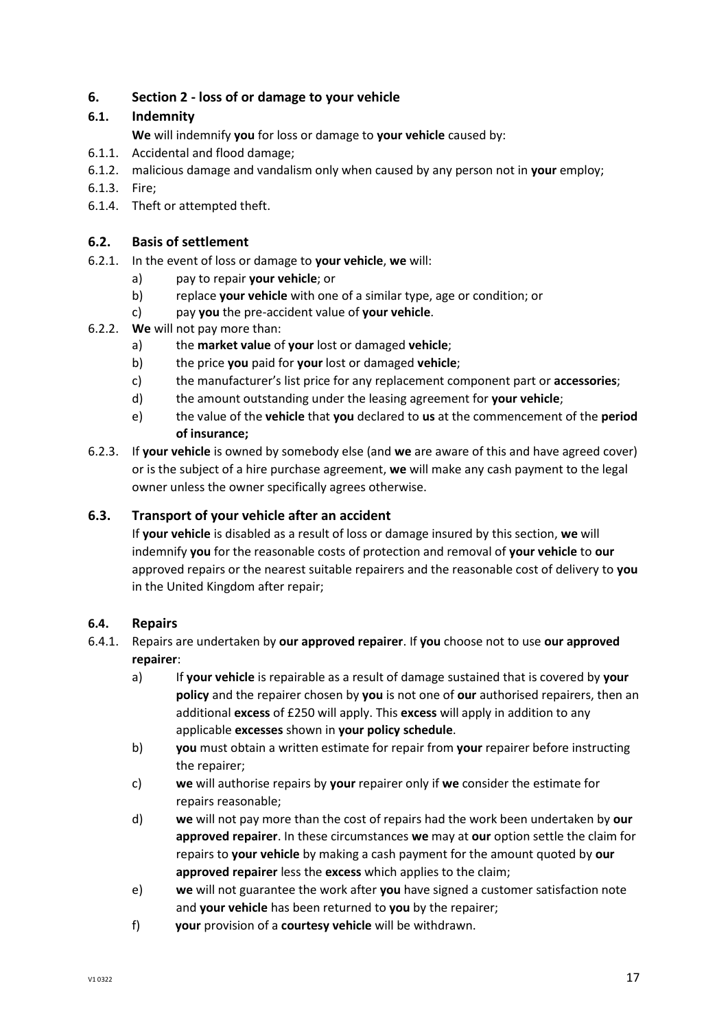## 6. Section 2 - loss of or damage to your vehicle

### 6.1. Indemnity

**We** will indemnify **you** for loss or damage to **your vehicle** caused by:

6.1.1. Accidental and flood damage;

6.1.2. malicious damage and vandalism only when caused by any person not in **your** employ;

6.1.3. Fire;

6.1.4. Theft or attempted theft.

### 6.2. Basis of settlement

6.2.1. In the event of loss or damage to **your vehicle**, **we** will:

- a) pay to repair **your vehicle**; or
- b) replace **your vehicle** with one of a similar type, age or condition; or
- c) pay **you** the pre-accident value of **your vehicle**.

6.2.2. **We** will not pay more than:

- a) the **market value** of **your** lost or damaged **vehicle**;
- b) the price **you** paid for **your** lost or damaged **vehicle**;
- c) the manufacturer's list price for any replacement component part or **accessories**;
- d) the amount outstanding under the leasing agreement for **your vehicle**;
- e) the value of the **vehicle** that **you** declared to **us** at the commencement of the **period of insurance;**

6.2.3. If **your vehicle** is owned by somebody else (and **we** are aware of this and have agreed cover) or is the subject of a hire purchase agreement, **we** will make any cash payment to the legal owner unless the owner specifically agrees otherwise.

### 6.3. Transport of your vehicle after an accident

If **your vehicle** is disabled as a result of loss or damage insured by this section, **we** will indemnify **you** for the reasonable costs of protection and removal of **your vehicle** to **our** approved repairs or the nearest suitable repairers and the reasonable cost of delivery to **you** in the United Kingdom after repair;

### 6.4. Repairs

6.4.1. Repairs are undertaken by **our approved repairer**. If **you** choose not to use **our approved repairer**:

- a) If **your vehicle** is repairable as a result of damage sustained that is covered by **your policy** and the repairer chosen by **you** is not one of **our** authorised repairers, then an additional **excess** of £250 will apply. This **excess** will apply in addition to any applicable **excesses** shown in **your policy schedule**.
- b) **you** must obtain a written estimate for repair from **your** repairer before instructing the repairer;
- c) **we** will authorise repairs by **your** repairer only if **we** consider the estimate for repairs reasonable;
- d) **we** will not pay more than the cost of repairs had the work been undertaken by **our approved repairer**. In these circumstances **we** may at **our** option settle the claim for repairs to **your vehicle** by making a cash payment for the amount quoted by **our approved repairer** less the **excess** which applies to the claim;
- e) **we** will not guarantee the work after **you** have signed a customer satisfaction note and **your vehicle** has been returned to **you** by the repairer;
- f) **your** provision of a **courtesy vehicle** will be withdrawn.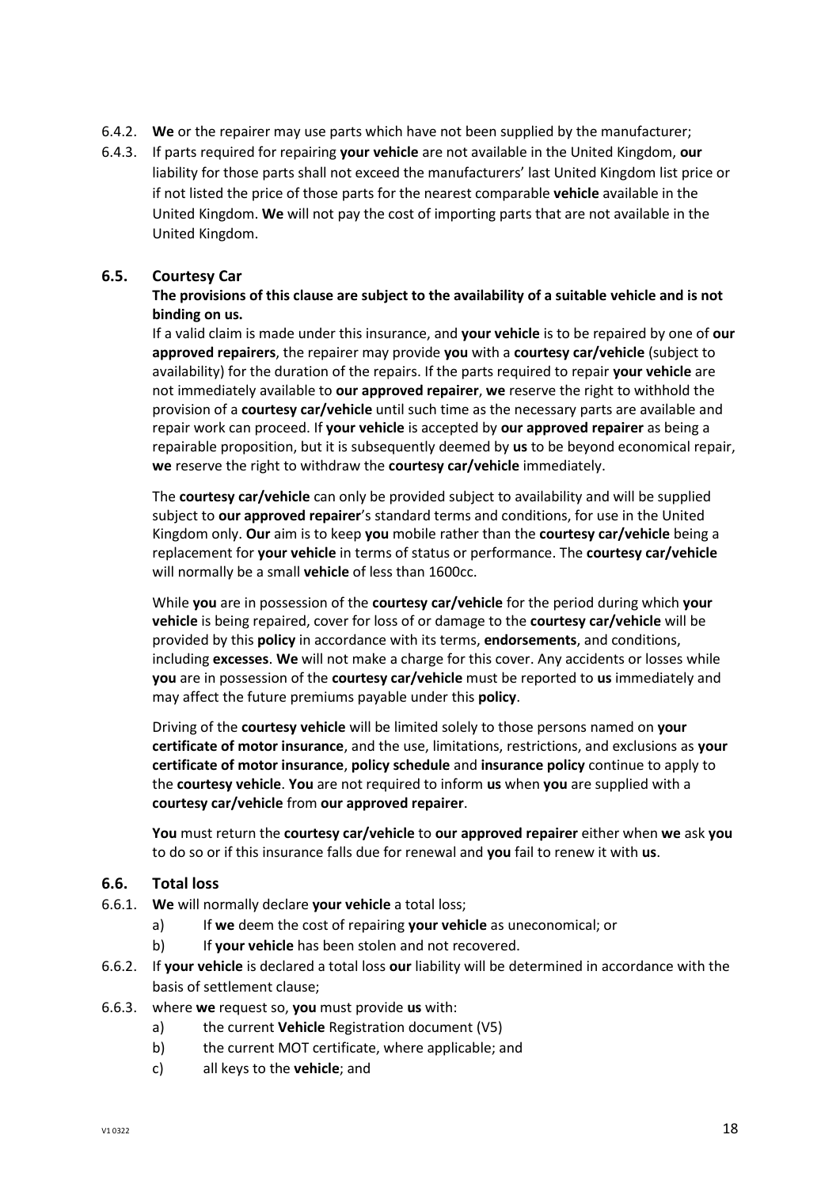6.4.2. **We** or the repairer may use parts which have not been supplied by the manufacturer;

6.4.3. If parts required for repairing **your vehicle** are not available in the United Kingdom, **our** liability for those parts shall not exceed the manufacturers' last United Kingdom list price or if not listed the price of those parts for the nearest comparable **vehicle** available in the United Kingdom. **We** will not pay the cost of importing parts that are not available in the United Kingdom.

### 6.5. Courtesy Car

**The provisions of this clause are subject to the availability of a suitable vehicle and is not binding on us.**

If a valid claim is made under this insurance, and **your vehicle** is to be repaired by one of **our approved repairers**, the repairer may provide **you** with a **courtesy car/vehicle** (subject to availability) for the duration of the repairs. If the parts required to repair **your vehicle** are not immediately available to **our approved repairer**, **we** reserve the right to withhold the provision of a **courtesy car/vehicle** until such time as the necessary parts are available and repair work can proceed. If **your vehicle** is accepted by **our approved repairer** as being a repairable proposition, but it is subsequently deemed by **us** to be beyond economical repair, **we** reserve the right to withdraw the **courtesy car/vehicle** immediately.

The **courtesy car/vehicle** can only be provided subject to availability and will be supplied subject to **our approved repairer**'s standard terms and conditions, for use in the United Kingdom only. **Our** aim is to keep **you** mobile rather than the **courtesy car/vehicle** being a replacement for **your vehicle** in terms of status or performance. The **courtesy car/vehicle** will normally be a small **vehicle** of less than 1600cc.

While **you** are in possession of the **courtesy car/vehicle** for the period during which **your vehicle** is being repaired, cover for loss of or damage to the **courtesy car/vehicle** will be provided by this **policy** in accordance with its terms, **endorsements**, and conditions, including **excesses**. **We** will not make a charge for this cover. Any accidents or losses while **you** are in possession of the **courtesy car/vehicle** must be reported to **us** immediately and may affect the future premiums payable under this **policy**.

Driving of the **courtesy vehicle** will be limited solely to those persons named on **your certificate of motor insurance**, and the use, limitations, restrictions, and exclusions as **your certificate of motor insurance**, **policy schedule** and **insurance policy** continue to apply to the **courtesy vehicle**. **You** are not required to inform **us** when **you** are supplied with a **courtesy car/vehicle** from **our approved repairer**.

**You** must return the **courtesy car/vehicle** to **our approved repairer** either when **we** ask **you** to do so or if this insurance falls due for renewal and **you** fail to renew it with **us**.

### 6.6. Total loss

6.6.1. **We** will normally declare **your vehicle** a total loss;

- a) If **we** deem the cost of repairing **your vehicle** as uneconomical; or
- b) If **your vehicle** has been stolen and not recovered.

6.6.2. If **your vehicle** is declared a total loss **our** liability will be determined in accordance with the basis of settlement clause;

6.6.3. where **we** request so, **you** must provide **us** with:

- a) the current **Vehicle** Registration document (V5)
- b) the current MOT certificate, where applicable; and
- c) all keys to the **vehicle**; and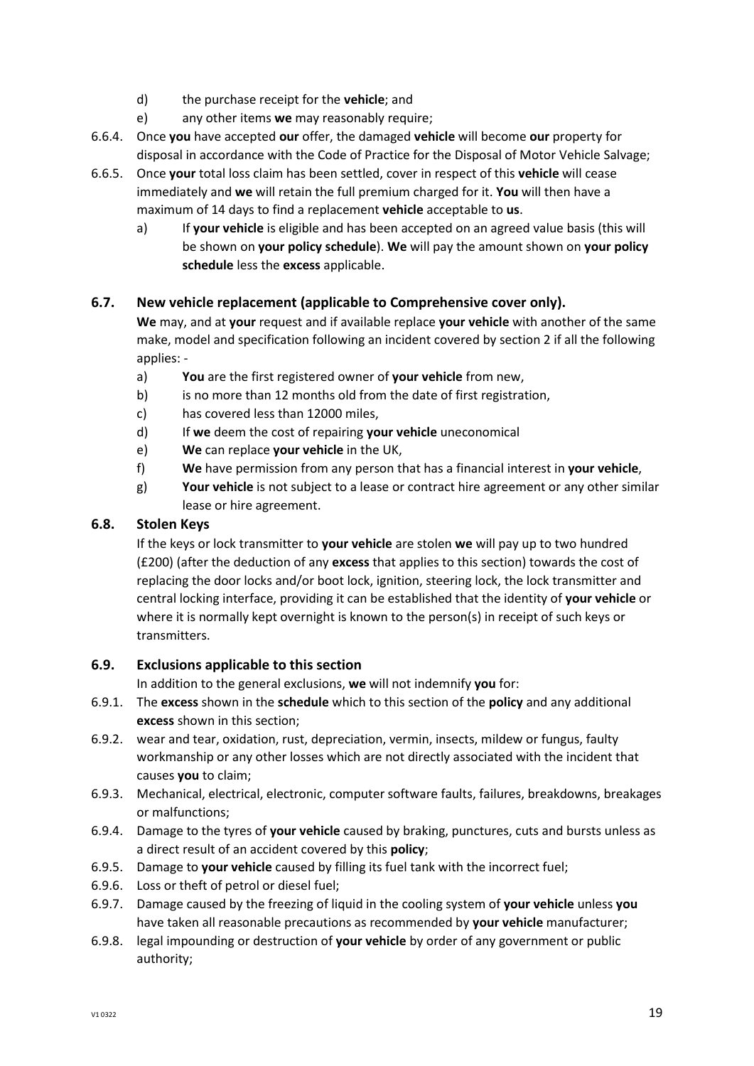d) the purchase receipt for the **vehicle**; and

e) any other items **we** may reasonably require;

6.6.4. Once **you** have accepted **our** offer, the damaged **vehicle** will become **our** property for disposal in accordance with the Code of Practice for the Disposal of Motor Vehicle Salvage;

6.6.5. Once **your** total loss claim has been settled, cover in respect of this **vehicle** will cease immediately and **we** will retain the full premium charged for it. **You** will then have a maximum of 14 days to find a replacement **vehicle** acceptable to **us**.

a) If **your vehicle** is eligible and has been accepted on an agreed value basis (this will be shown on **your policy schedule**). **We** will pay the amount shown on **your policy schedule** less the **excess** applicable.

### 6.7. New vehicle replacement (applicable to Comprehensive cover only).

**We** may, and at **your** request and if available replace **your vehicle** with another of the same make, model and specification following an incident covered by section 2 if all the following applies: -

a) **You** are the first registered owner of **your vehicle** from new,

b) is no more than 12 months old from the date of first registration,

c) has covered less than 12000 miles,

d) If **we** deem the cost of repairing **your vehicle** uneconomical

e) **We** can replace **your vehicle** in the UK,

f) **We** have permission from any person that has a financial interest in **your vehicle**,

g) **Your vehicle** is not subject to a lease or contract hire agreement or any other similar lease or hire agreement.

### 6.8. Stolen Keys

If the keys or lock transmitter to **your vehicle** are stolen **we** will pay up to two hundred (£200) (after the deduction of any **excess** that applies to this section) towards the cost of replacing the door locks and/or boot lock, ignition, steering lock, the lock transmitter and central locking interface, providing it can be established that the identity of **your vehicle** or where it is normally kept overnight is known to the person(s) in receipt of such keys or transmitters.

### 6.9. Exclusions applicable to this section

In addition to the general exclusions, **we** will not indemnify **you** for:

6.9.1. The **excess** shown in the **schedule** which to this section of the **policy** and any additional **excess** shown in this section;

6.9.2. wear and tear, oxidation, rust, depreciation, vermin, insects, mildew or fungus, faulty workmanship or any other losses which are not directly associated with the incident that causes **you** to claim;

6.9.3. Mechanical, electrical, electronic, computer software faults, failures, breakdowns, breakages or malfunctions;

6.9.4. Damage to the tyres of **your vehicle** caused by braking, punctures, cuts and bursts unless as a direct result of an accident covered by this **policy**;

6.9.5. Damage to **your vehicle** caused by filling its fuel tank with the incorrect fuel;

6.9.6. Loss or theft of petrol or diesel fuel;

6.9.7. Damage caused by the freezing of liquid in the cooling system of **your vehicle** unless **you** have taken all reasonable precautions as recommended by **your vehicle** manufacturer;

6.9.8. legal impounding or destruction of **your vehicle** by order of any government or public authority;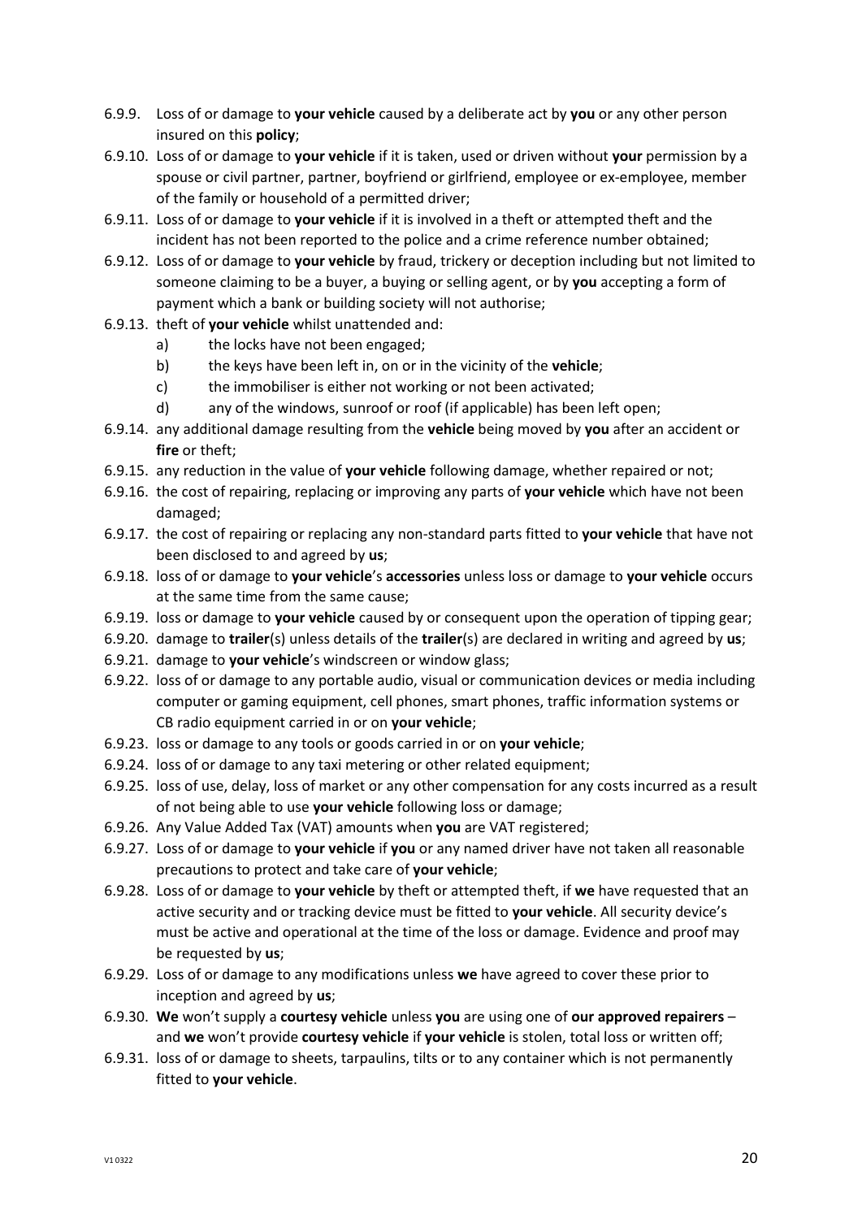6.9.9. Loss of or damage to **your vehicle** caused by a deliberate act by **you** or any other person insured on this **policy**;

6.9.10. Loss of or damage to **your vehicle** if it is taken, used or driven without **your** permission by a spouse or civil partner, partner, boyfriend or girlfriend, employee or ex-employee, member of the family or household of a permitted driver;

6.9.11. Loss of or damage to **your vehicle** if it is involved in a theft or attempted theft and the incident has not been reported to the police and a crime reference number obtained;

6.9.12. Loss of or damage to **your vehicle** by fraud, trickery or deception including but not limited to someone claiming to be a buyer, a buying or selling agent, or by **you** accepting a form of payment which a bank or building society will not authorise;

6.9.13. theft of **your vehicle** whilst unattended and:

- a) the locks have not been engaged;
- b) the keys have been left in, on or in the vicinity of the **vehicle**;
- c) the immobiliser is either not working or not been activated;
- d) any of the windows, sunroof or roof (if applicable) has been left open;

6.9.14. any additional damage resulting from the **vehicle** being moved by **you** after an accident or **fire** or theft;

6.9.15. any reduction in the value of **your vehicle** following damage, whether repaired or not;

6.9.16. the cost of repairing, replacing or improving any parts of **your vehicle** which have not been damaged;

6.9.17. the cost of repairing or replacing any non-standard parts fitted to **your vehicle** that have not been disclosed to and agreed by **us**;

6.9.18. loss of or damage to **your vehicle**'s **accessories** unless loss or damage to **your vehicle** occurs at the same time from the same cause;

6.9.19. loss or damage to **your vehicle** caused by or consequent upon the operation of tipping gear;

6.9.20. damage to **trailer**(s) unless details of the **trailer**(s) are declared in writing and agreed by **us**;

6.9.21. damage to **your vehicle**'s windscreen or window glass;

6.9.22. loss of or damage to any portable audio, visual or communication devices or media including computer or gaming equipment, cell phones, smart phones, traffic information systems or CB radio equipment carried in or on **your vehicle**;

6.9.23. loss or damage to any tools or goods carried in or on **your vehicle**;

6.9.24. loss of or damage to any taxi metering or other related equipment;

6.9.25. loss of use, delay, loss of market or any other compensation for any costs incurred as a result of not being able to use **your vehicle** following loss or damage;

6.9.26. Any Value Added Tax (VAT) amounts when **you** are VAT registered;

6.9.27. Loss of or damage to **your vehicle** if **you** or any named driver have not taken all reasonable precautions to protect and take care of **your vehicle**;

6.9.28. Loss of or damage to **your vehicle** by theft or attempted theft, if **we** have requested that an active security and or tracking device must be fitted to **your vehicle**. All security device's must be active and operational at the time of the loss or damage. Evidence and proof may be requested by **us**;

6.9.29. Loss of or damage to any modifications unless **we** have agreed to cover these prior to inception and agreed by **us**;

6.9.30. **We** won't supply a **courtesy vehicle** unless **you** are using one of **our approved repairers** – and **we** won't provide **courtesy vehicle** if **your vehicle** is stolen, total loss or written off;

6.9.31. loss of or damage to sheets, tarpaulins, tilts or to any container which is not permanently fitted to **your vehicle**.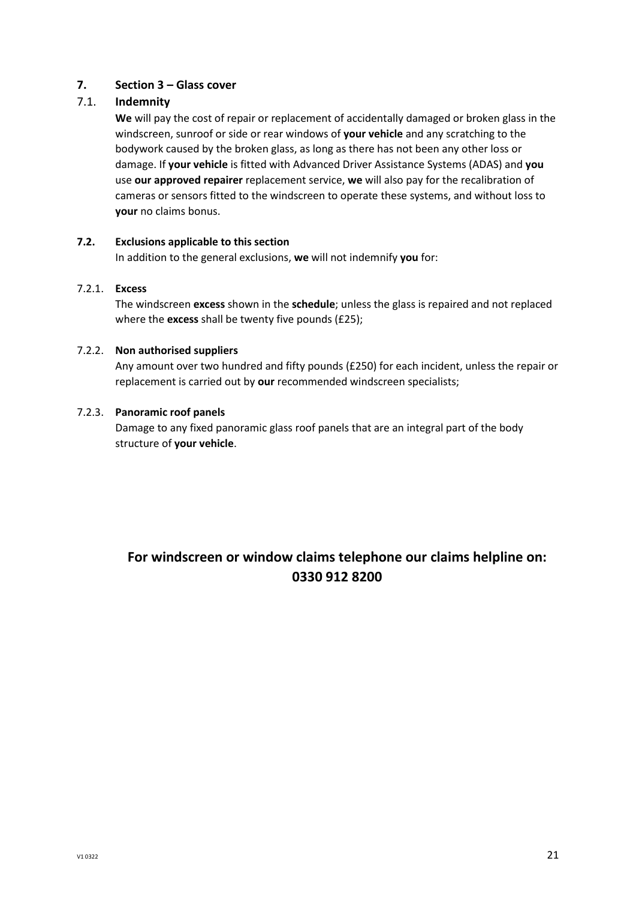## 7. Section 3 – Glass cover

### 7.1. Indemnity

**We** will pay the cost of repair or replacement of accidentally damaged or broken glass in the windscreen, sunroof or side or rear windows of **your vehicle** and any scratching to the bodywork caused by the broken glass, as long as there has not been any other loss or damage. If **your vehicle** is fitted with Advanced Driver Assistance Systems (ADAS) and **you** use **our approved repairer** replacement service, **we** will also pay for the recalibration of cameras or sensors fitted to the windscreen to operate these systems, and without loss to **your** no claims bonus.

### 7.2. Exclusions applicable to this section

In addition to the general exclusions, **we** will not indemnify **you** for:

#### 7.2.1. Excess

The windscreen **excess** shown in the **schedule**; unless the glass is repaired and not replaced where the **excess** shall be twenty five pounds (£25);

#### 7.2.2. Non authorised suppliers

Any amount over two hundred and fifty pounds (£250) for each incident, unless the repair or replacement is carried out by **our** recommended windscreen specialists;

#### 7.2.3. Panoramic roof panels

Damage to any fixed panoramic glass roof panels that are an integral part of the body structure of **your vehicle**.

**For windscreen or window claims telephone our claims helpline on: 0330 912 8200**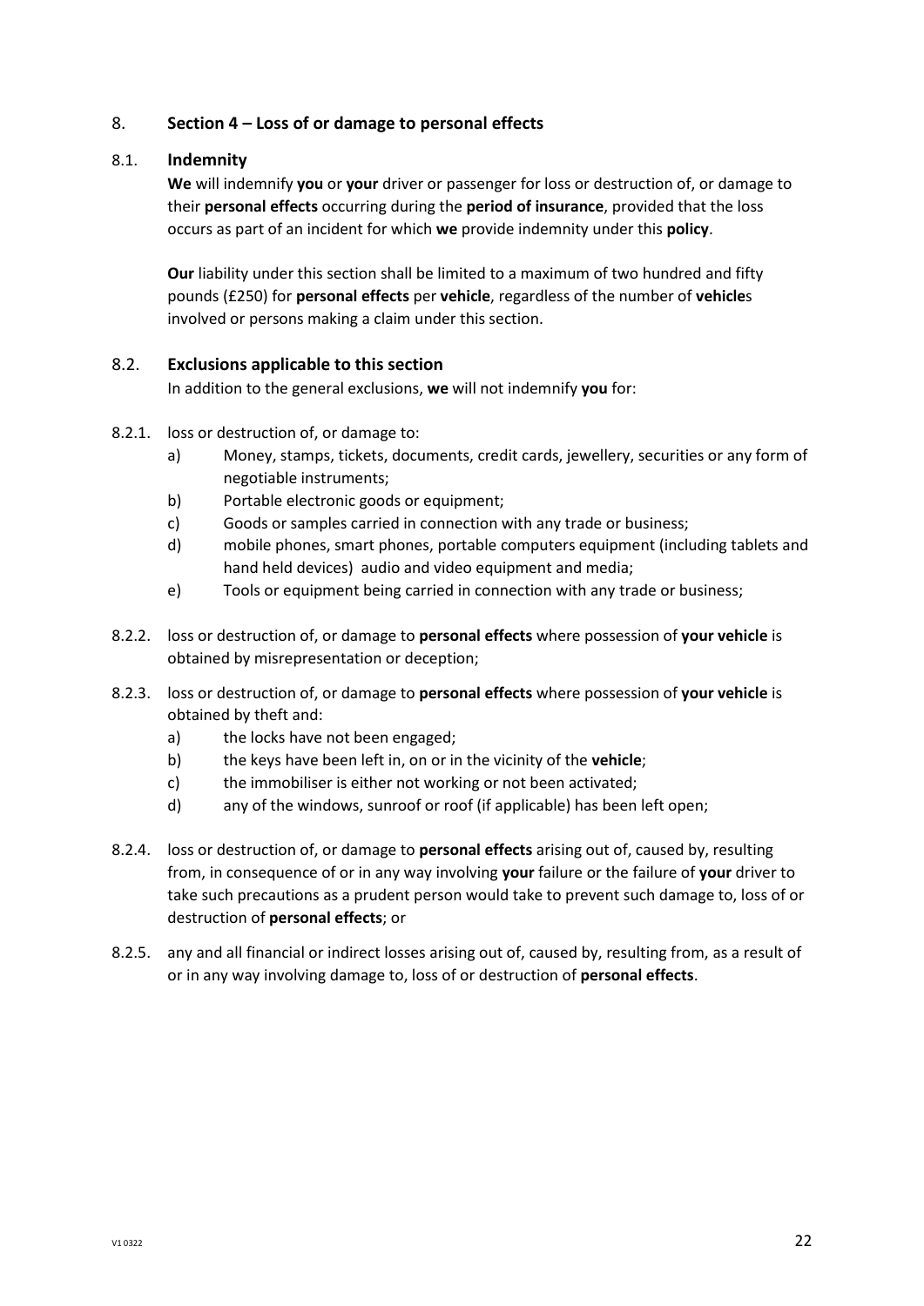## 8. Section 4 – Loss of or damage to personal effects

### 8.1. Indemnity

**We** will indemnify **you** or **your** driver or passenger for loss or destruction of, or damage to their **personal effects** occurring during the **period of insurance**, provided that the loss occurs as part of an incident for which **we** provide indemnity under this **policy**.

**Our** liability under this section shall be limited to a maximum of two hundred and fifty pounds (£250) for **personal effects** per **vehicle**, regardless of the number of **vehicle**s involved or persons making a claim under this section.

### 8.2. Exclusions applicable to this section

In addition to the general exclusions, **we** will not indemnify **you** for:

8.2.1. loss or destruction of, or damage to:

- a) Money, stamps, tickets, documents, credit cards, jewellery, securities or any form of negotiable instruments;
- b) Portable electronic goods or equipment;
- c) Goods or samples carried in connection with any trade or business;
- d) mobile phones, smart phones, portable computers equipment (including tablets and hand held devices) audio and video equipment and media;
- e) Tools or equipment being carried in connection with any trade or business;

8.2.2. loss or destruction of, or damage to **personal effects** where possession of **your vehicle** is obtained by misrepresentation or deception;

8.2.3. loss or destruction of, or damage to **personal effects** where possession of **your vehicle** is obtained by theft and:

- a) the locks have not been engaged;
- b) the keys have been left in, on or in the vicinity of the **vehicle**;
- c) the immobiliser is either not working or not been activated;
- d) any of the windows, sunroof or roof (if applicable) has been left open;

8.2.4. loss or destruction of, or damage to **personal effects** arising out of, caused by, resulting from, in consequence of or in any way involving **your** failure or the failure of **your** driver to take such precautions as a prudent person would take to prevent such damage to, loss of or destruction of **personal effects**; or

8.2.5. any and all financial or indirect losses arising out of, caused by, resulting from, as a result of or in any way involving damage to, loss of or destruction of **personal effects**.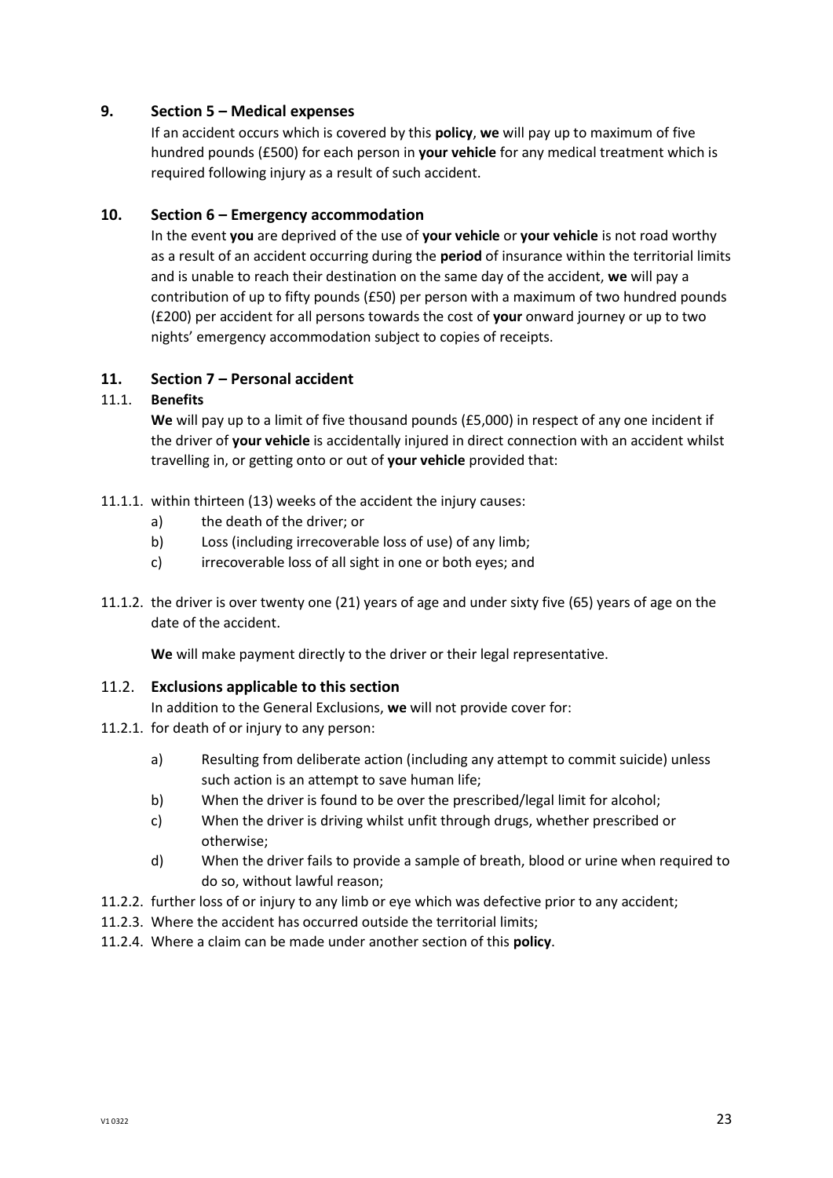## 9. Section 5 – Medical expenses

If an accident occurs which is covered by this **policy**, **we** will pay up to maximum of five hundred pounds (£500) for each person in **your vehicle** for any medical treatment which is required following injury as a result of such accident.

## 10. Section 6 – Emergency accommodation

In the event **you** are deprived of the use of **your vehicle** or **your vehicle** is not road worthy as a result of an accident occurring during the **period** of insurance within the territorial limits and is unable to reach their destination on the same day of the accident, **we** will pay a contribution of up to fifty pounds (£50) per person with a maximum of two hundred pounds (£200) per accident for all persons towards the cost of **your** onward journey or up to two nights' emergency accommodation subject to copies of receipts.

## 11. Section 7 – Personal accident

### 11.1. Benefits

**We** will pay up to a limit of five thousand pounds (£5,000) in respect of any one incident if the driver of **your vehicle** is accidentally injured in direct connection with an accident whilst travelling in, or getting onto or out of **your vehicle** provided that:

11.1.1. within thirteen (13) weeks of the accident the injury causes:

- a) the death of the driver; or
- b) Loss (including irrecoverable loss of use) of any limb;
- c) irrecoverable loss of all sight in one or both eyes; and

11.1.2. the driver is over twenty one (21) years of age and under sixty five (65) years of age on the date of the accident.

**We** will make payment directly to the driver or their legal representative.

### 11.2. Exclusions applicable to this section

In addition to the General Exclusions, **we** will not provide cover for:

11.2.1. for death of or injury to any person:

- a) Resulting from deliberate action (including any attempt to commit suicide) unless such action is an attempt to save human life;
- b) When the driver is found to be over the prescribed/legal limit for alcohol;
- c) When the driver is driving whilst unfit through drugs, whether prescribed or otherwise;
- d) When the driver fails to provide a sample of breath, blood or urine when required to do so, without lawful reason;

11.2.2. further loss of or injury to any limb or eye which was defective prior to any accident;

11.2.3. Where the accident has occurred outside the territorial limits;

11.2.4. Where a claim can be made under another section of this **policy**.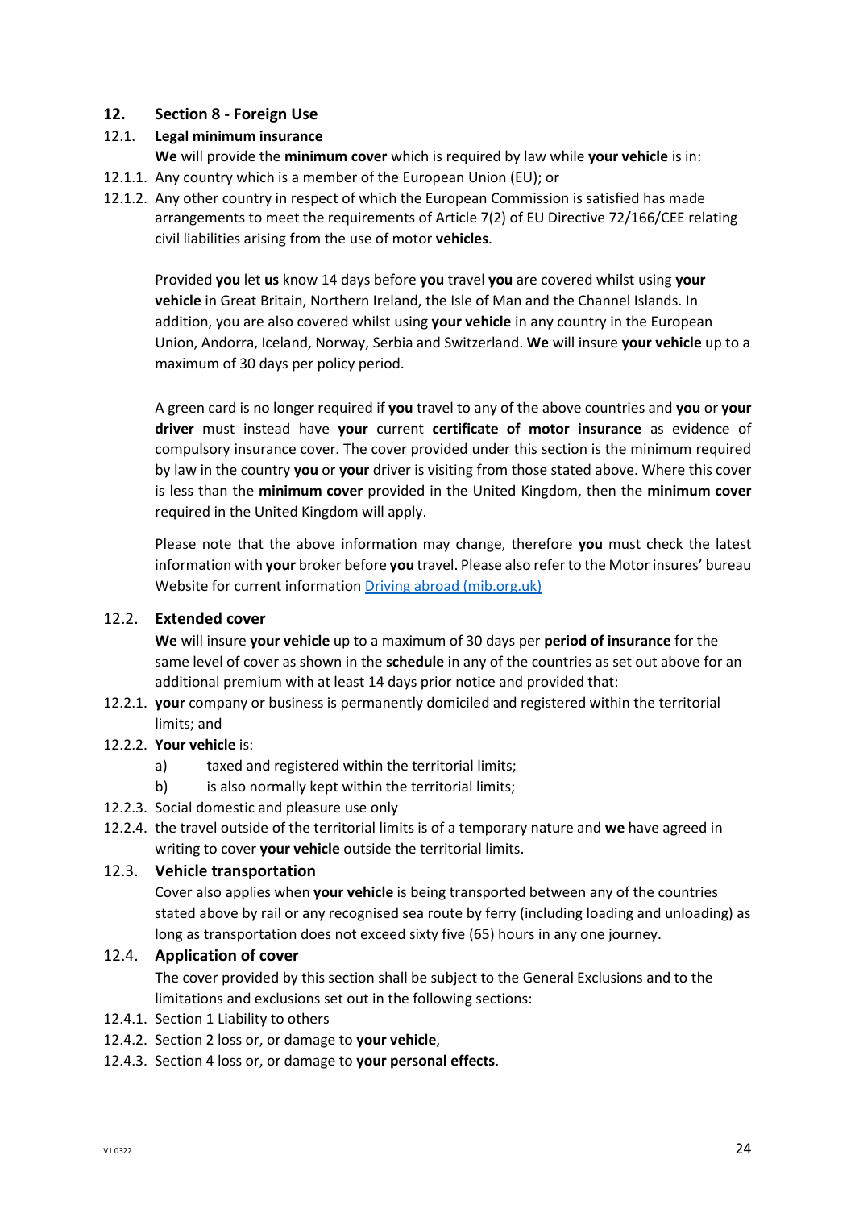## 12. Section 8 - Foreign Use

### 12.1. Legal minimum insurance

**We** will provide the **minimum cover** which is required by law while **your vehicle** is in:

12.1.1. Any country which is a member of the European Union (EU); or

12.1.2. Any other country in respect of which the European Commission is satisfied has made arrangements to meet the requirements of Article 7(2) of EU Directive 72/166/CEE relating civil liabilities arising from the use of motor **vehicles**.

Provided **you** let **us** know 14 days before **you** travel **you** are covered whilst using **your vehicle** in Great Britain, Northern Ireland, the Isle of Man and the Channel Islands. In addition, you are also covered whilst using **your vehicle** in any country in the European Union, Andorra, Iceland, Norway, Serbia and Switzerland. **We** will insure **your vehicle** up to a maximum of 30 days per policy period.

A green card is no longer required if **you** travel to any of the above countries and **you** or **your driver** must instead have **your** current **certificate of motor insurance** as evidence of compulsory insurance cover. The cover provided under this section is the minimum required by law in the country **you** or **your** driver is visiting from those stated above. Where this cover is less than the **minimum cover** provided in the United Kingdom, then the **minimum cover** required in the United Kingdom will apply.

Please note that the above information may change, therefore **you** must check the latest information with **your** broker before **you** travel. Please also refer to the Motor insures' bureau Website for current information [Driving abroad (mib.org.uk)](mib.org.uk)

### 12.2. Extended cover

**We** will insure **your vehicle** up to a maximum of 30 days per **period of insurance** for the same level of cover as shown in the **schedule** in any of the countries as set out above for an additional premium with at least 14 days prior notice and provided that:

12.2.1. **your** company or business is permanently domiciled and registered within the territorial limits; and

12.2.2. **Your vehicle** is:

a) taxed and registered within the territorial limits;

b) is also normally kept within the territorial limits;

12.2.3. Social domestic and pleasure use only

12.2.4. the travel outside of the territorial limits is of a temporary nature and **we** have agreed in writing to cover **your vehicle** outside the territorial limits.

### 12.3. Vehicle transportation

Cover also applies when **your vehicle** is being transported between any of the countries stated above by rail or any recognised sea route by ferry (including loading and unloading) as long as transportation does not exceed sixty five (65) hours in any one journey.

### 12.4. Application of cover

The cover provided by this section shall be subject to the General Exclusions and to the limitations and exclusions set out in the following sections:

12.4.1. Section 1 Liability to others

12.4.2. Section 2 loss or, or damage to **your vehicle**,

12.4.3. Section 4 loss or, or damage to **your personal effects**.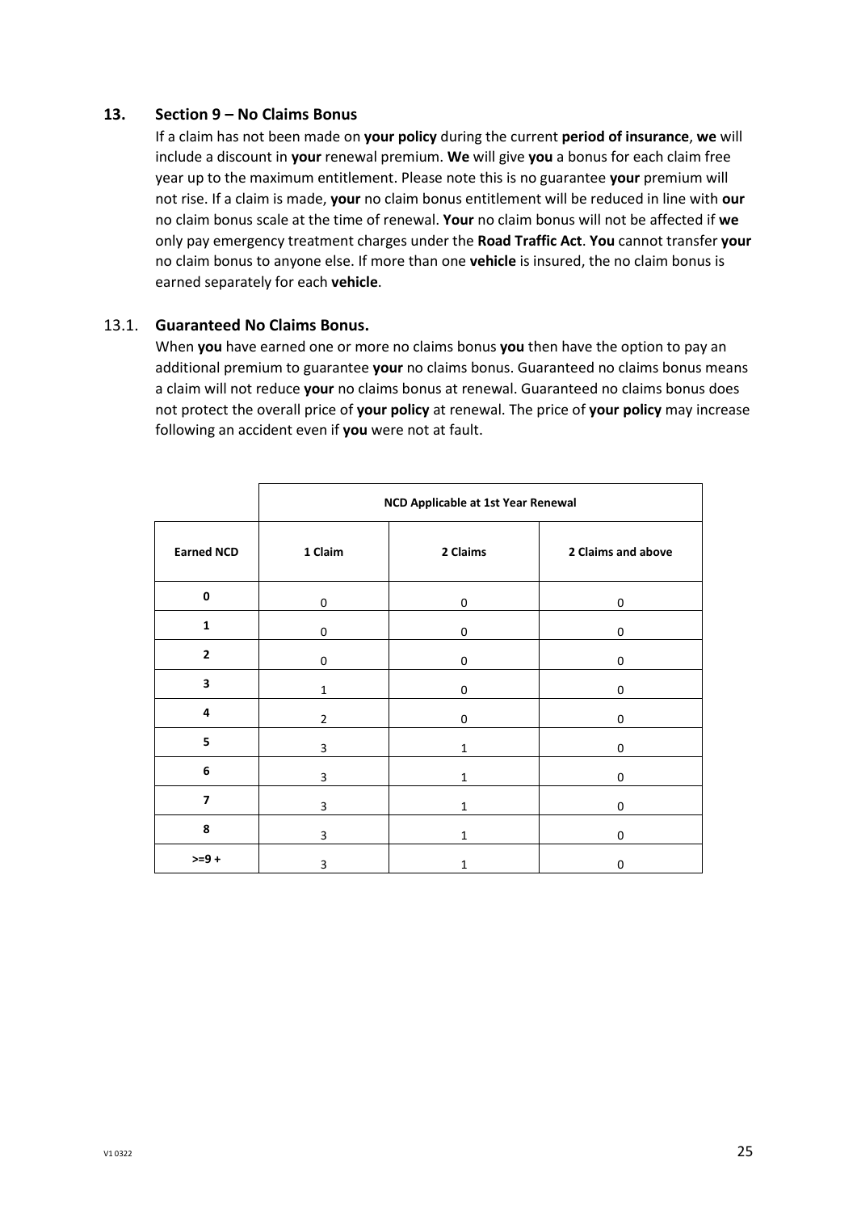## 13. Section 9 – No Claims Bonus

If a claim has not been made on **your policy** during the current **period of insurance**, **we** will include a discount in **your** renewal premium. **We** will give **you** a bonus for each claim free year up to the maximum entitlement. Please note this is no guarantee **your** premium will not rise. If a claim is made, **your** no claim bonus entitlement will be reduced in line with **our** no claim bonus scale at the time of renewal. **Your** no claim bonus will not be affected if **we** only pay emergency treatment charges under the **Road Traffic Act**. **You** cannot transfer **your** no claim bonus to anyone else. If more than one **vehicle** is insured, the no claim bonus is earned separately for each **vehicle**.

### 13.1. Guaranteed No Claims Bonus.

When **you** have earned one or more no claims bonus **you** then have the option to pay an additional premium to guarantee **your** no claims bonus. Guaranteed no claims bonus means a claim will not reduce **your** no claims bonus at renewal. Guaranteed no claims bonus does not protect the overall price of **your policy** at renewal. The price of **your policy** may increase following an accident even if **you** were not at fault.

| | **NCD Applicable at 1st Year Renewal** | | |
|---|---|---|---|
| **Earned NCD** | **1 Claim** | **2 Claims** | **2 Claims and above** |
| **0** | 0 | 0 | 0 |
| **1** | 0 | 0 | 0 |
| **2** | 0 | 0 | 0 |
| **3** | 1 | 0 | 0 |
| **4** | 2 | 0 | 0 |
| **5** | 3 | 1 | 0 |
| **6** | 3 | 1 | 0 |
| **7** | 3 | 1 | 0 |
| **8** | 3 | 1 | 0 |
| **>=9 +** | 3 | 1 | 0 |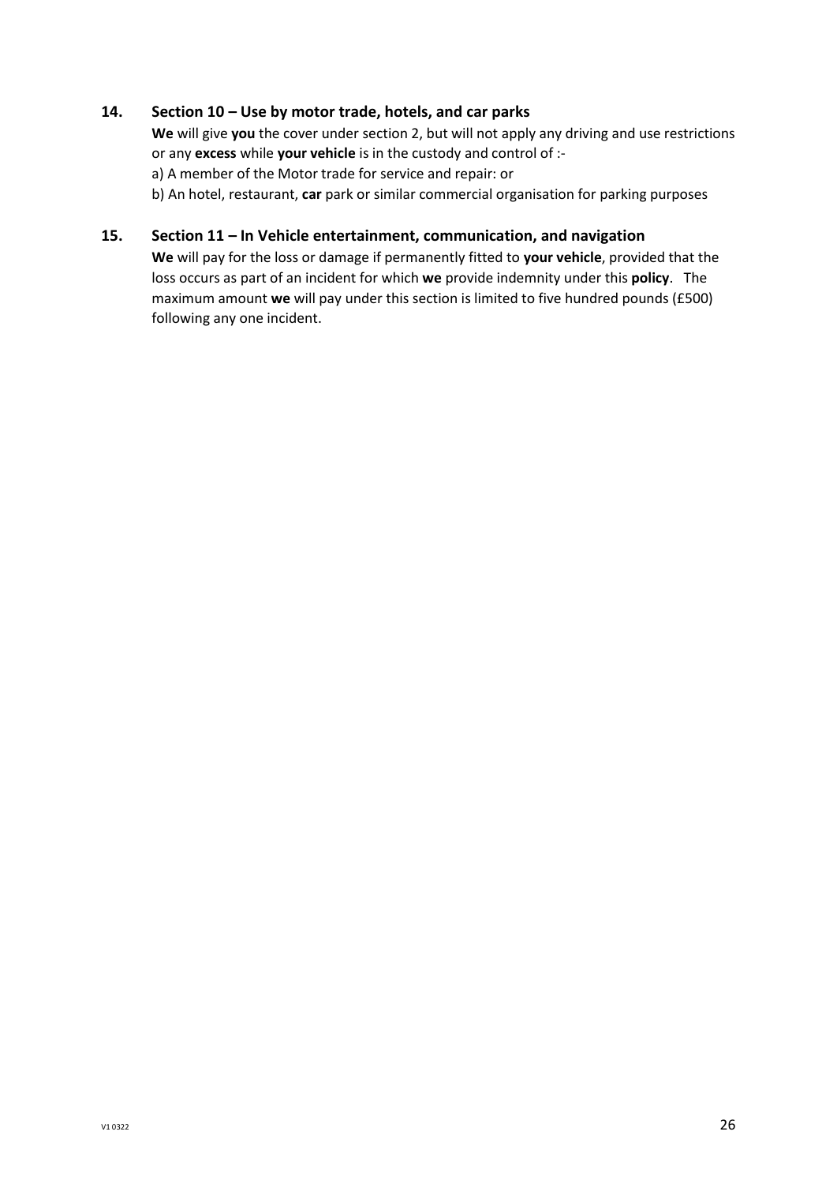## 14. Section 10 – Use by motor trade, hotels, and car parks

**We** will give **you** the cover under section 2, but will not apply any driving and use restrictions or any **excess** while **your vehicle** is in the custody and control of :-

a) A member of the Motor trade for service and repair: or

b) An hotel, restaurant, **car** park or similar commercial organisation for parking purposes

## 15. Section 11 – In Vehicle entertainment, communication, and navigation

**We** will pay for the loss or damage if permanently fitted to **your vehicle**, provided that the loss occurs as part of an incident for which **we** provide indemnity under this **policy**. The maximum amount **we** will pay under this section is limited to five hundred pounds (£500) following any one incident.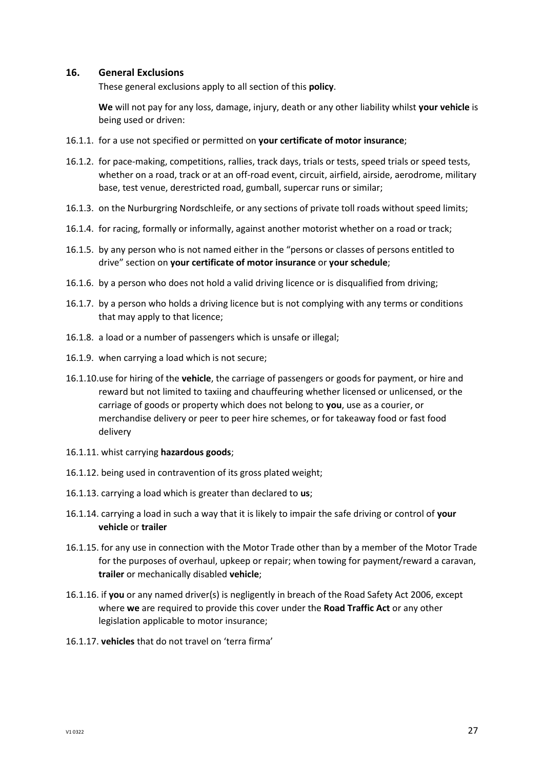## 16. General Exclusions

These general exclusions apply to all section of this **policy**.

**We** will not pay for any loss, damage, injury, death or any other liability whilst **your vehicle** is being used or driven:

16.1.1. for a use not specified or permitted on **your certificate of motor insurance**;

16.1.2. for pace-making, competitions, rallies, track days, trials or tests, speed trials or speed tests, whether on a road, track or at an off-road event, circuit, airfield, airside, aerodrome, military base, test venue, derestricted road, gumball, supercar runs or similar;

16.1.3. on the Nurburgring Nordschleife, or any sections of private toll roads without speed limits;

16.1.4. for racing, formally or informally, against another motorist whether on a road or track;

16.1.5. by any person who is not named either in the "persons or classes of persons entitled to drive" section on **your certificate of motor insurance** or **your schedule**;

16.1.6. by a person who does not hold a valid driving licence or is disqualified from driving;

16.1.7. by a person who holds a driving licence but is not complying with any terms or conditions that may apply to that licence;

16.1.8. a load or a number of passengers which is unsafe or illegal;

16.1.9. when carrying a load which is not secure;

16.1.10. use for hiring of the **vehicle**, the carriage of passengers or goods for payment, or hire and reward but not limited to taxiing and chauffeuring whether licensed or unlicensed, or the carriage of goods or property which does not belong to **you**, use as a courier, or merchandise delivery or peer to peer hire schemes, or for takeaway food or fast food delivery

16.1.11. whist carrying **hazardous goods**;

16.1.12. being used in contravention of its gross plated weight;

16.1.13. carrying a load which is greater than declared to **us**;

16.1.14. carrying a load in such a way that it is likely to impair the safe driving or control of **your vehicle** or **trailer**

16.1.15. for any use in connection with the Motor Trade other than by a member of the Motor Trade for the purposes of overhaul, upkeep or repair; when towing for payment/reward a caravan, **trailer** or mechanically disabled **vehicle**;

16.1.16. if **you** or any named driver(s) is negligently in breach of the Road Safety Act 2006, except where **we** are required to provide this cover under the **Road Traffic Act** or any other legislation applicable to motor insurance;

16.1.17. **vehicles** that do not travel on 'terra firma'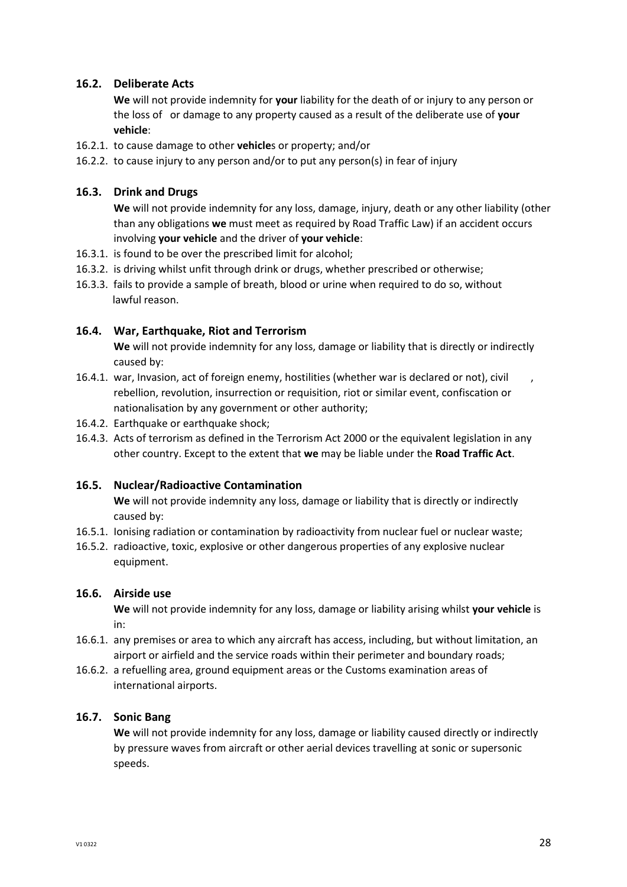### 16.2. Deliberate Acts

**We** will not provide indemnity for **your** liability for the death of or injury to any person or the loss of or damage to any property caused as a result of the deliberate use of **your vehicle**:

16.2.1. to cause damage to other **vehicle**s or property; and/or

16.2.2. to cause injury to any person and/or to put any person(s) in fear of injury

### 16.3. Drink and Drugs

**We** will not provide indemnity for any loss, damage, injury, death or any other liability (other than any obligations **we** must meet as required by Road Traffic Law) if an accident occurs involving **your vehicle** and the driver of **your vehicle**:

16.3.1. is found to be over the prescribed limit for alcohol;

16.3.2. is driving whilst unfit through drink or drugs, whether prescribed or otherwise;

16.3.3. fails to provide a sample of breath, blood or urine when required to do so, without lawful reason.

### 16.4. War, Earthquake, Riot and Terrorism

**We** will not provide indemnity for any loss, damage or liability that is directly or indirectly caused by:

16.4.1. war, Invasion, act of foreign enemy, hostilities (whether war is declared or not), civil , rebellion, revolution, insurrection or requisition, riot or similar event, confiscation or nationalisation by any government or other authority;

16.4.2. Earthquake or earthquake shock;

16.4.3. Acts of terrorism as defined in the Terrorism Act 2000 or the equivalent legislation in any other country. Except to the extent that **we** may be liable under the **Road Traffic Act**.

### 16.5. Nuclear/Radioactive Contamination

**We** will not provide indemnity any loss, damage or liability that is directly or indirectly caused by:

16.5.1. Ionising radiation or contamination by radioactivity from nuclear fuel or nuclear waste;

16.5.2. radioactive, toxic, explosive or other dangerous properties of any explosive nuclear equipment.

### 16.6. Airside use

**We** will not provide indemnity for any loss, damage or liability arising whilst **your vehicle** is in:

16.6.1. any premises or area to which any aircraft has access, including, but without limitation, an airport or airfield and the service roads within their perimeter and boundary roads;

16.6.2. a refuelling area, ground equipment areas or the Customs examination areas of international airports.

### 16.7. Sonic Bang

**We** will not provide indemnity for any loss, damage or liability caused directly or indirectly by pressure waves from aircraft or other aerial devices travelling at sonic or supersonic speeds.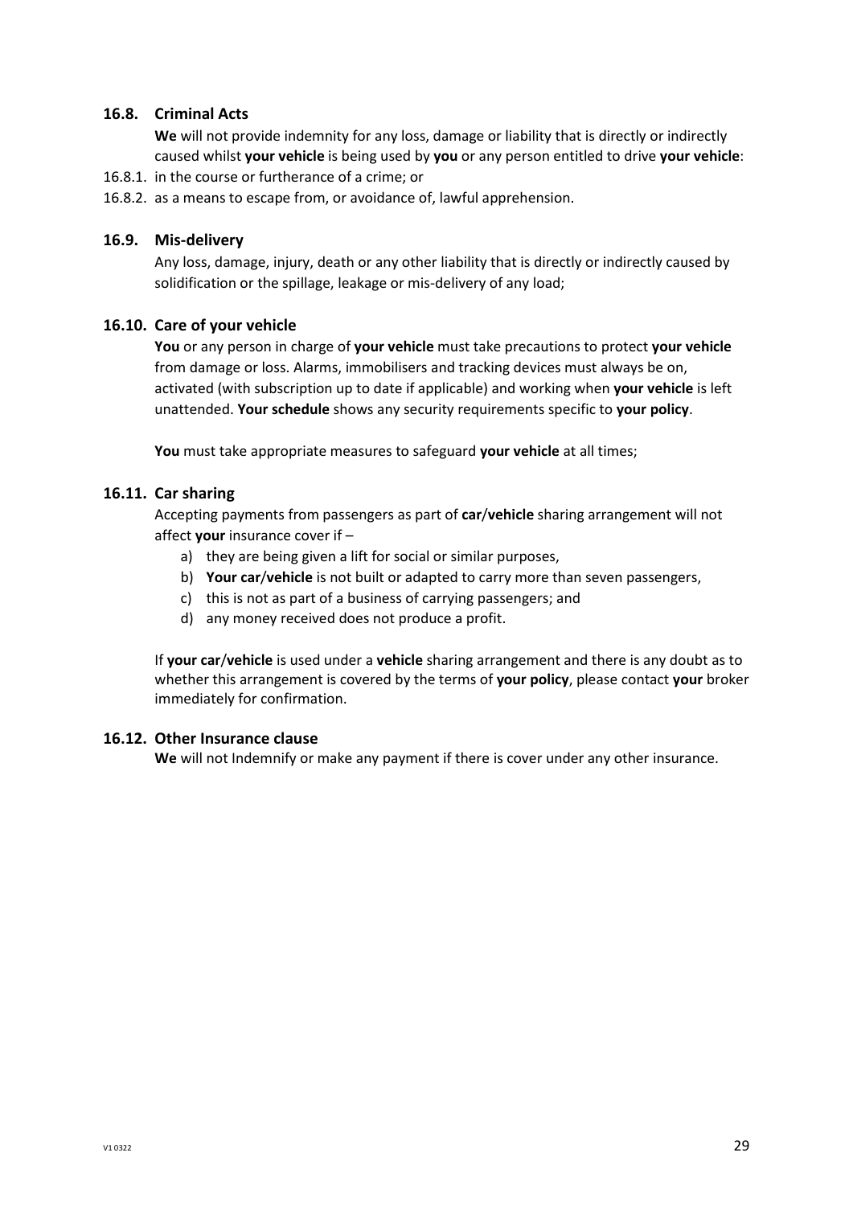### 16.8. Criminal Acts

**We** will not provide indemnity for any loss, damage or liability that is directly or indirectly caused whilst **your vehicle** is being used by **you** or any person entitled to drive **your vehicle**:

16.8.1. in the course or furtherance of a crime; or

16.8.2. as a means to escape from, or avoidance of, lawful apprehension.

### 16.9. Mis-delivery

Any loss, damage, injury, death or any other liability that is directly or indirectly caused by solidification or the spillage, leakage or mis-delivery of any load;

### 16.10. Care of your vehicle

**You** or any person in charge of **your vehicle** must take precautions to protect **your vehicle** from damage or loss. Alarms, immobilisers and tracking devices must always be on, activated (with subscription up to date if applicable) and working when **your vehicle** is left unattended. **Your schedule** shows any security requirements specific to **your policy**.

**You** must take appropriate measures to safeguard **your vehicle** at all times;

### 16.11. Car sharing

Accepting payments from passengers as part of **car**/**vehicle** sharing arrangement will not affect **your** insurance cover if –

a) they are being given a lift for social or similar purposes,
b) **Your car**/**vehicle** is not built or adapted to carry more than seven passengers,
c) this is not as part of a business of carrying passengers; and
d) any money received does not produce a profit.

If **your car**/**vehicle** is used under a **vehicle** sharing arrangement and there is any doubt as to whether this arrangement is covered by the terms of **your policy**, please contact **your** broker immediately for confirmation.

### 16.12. Other Insurance clause

**We** will not Indemnify or make any payment if there is cover under any other insurance.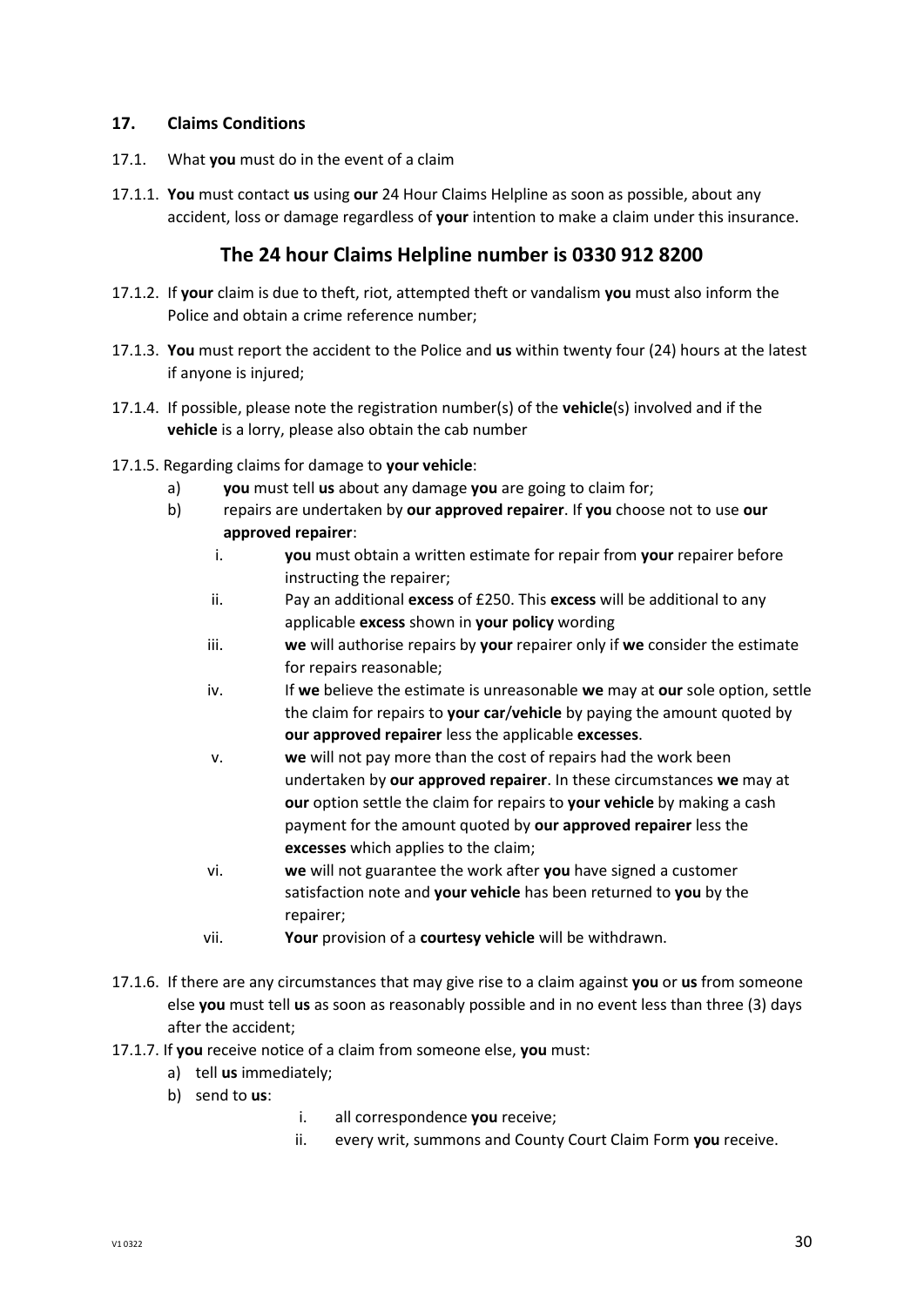## 17. Claims Conditions

17.1. What **you** must do in the event of a claim

17.1.1. **You** must contact **us** using **our** 24 Hour Claims Helpline as soon as possible, about any accident, loss or damage regardless of **your** intention to make a claim under this insurance.

### The 24 hour Claims Helpline number is 0330 912 8200

17.1.2. If **your** claim is due to theft, riot, attempted theft or vandalism **you** must also inform the Police and obtain a crime reference number;

17.1.3. **You** must report the accident to the Police and **us** within twenty four (24) hours at the latest if anyone is injured;

17.1.4. If possible, please note the registration number(s) of the **vehicle**(s) involved and if the **vehicle** is a lorry, please also obtain the cab number

17.1.5. Regarding claims for damage to **your vehicle**:

a) **you** must tell **us** about any damage **you** are going to claim for;

b) repairs are undertaken by **our approved repairer**. If **you** choose not to use **our approved repairer**:

   i. **you** must obtain a written estimate for repair from **your** repairer before instructing the repairer;

   ii. Pay an additional **excess** of £250. This **excess** will be additional to any applicable **excess** shown in **your policy** wording

   iii. **we** will authorise repairs by **your** repairer only if **we** consider the estimate for repairs reasonable;

   iv. If **we** believe the estimate is unreasonable **we** may at **our** sole option, settle the claim for repairs to **your car**/**vehicle** by paying the amount quoted by **our approved repairer** less the applicable **excesses**.

   v. **we** will not pay more than the cost of repairs had the work been undertaken by **our approved repairer**. In these circumstances **we** may at **our** option settle the claim for repairs to **your vehicle** by making a cash payment for the amount quoted by **our approved repairer** less the **excesses** which applies to the claim;

   vi. **we** will not guarantee the work after **you** have signed a customer satisfaction note and **your vehicle** has been returned to **you** by the repairer;

   vii. **Your** provision of a **courtesy vehicle** will be withdrawn.

17.1.6. If there are any circumstances that may give rise to a claim against **you** or **us** from someone else **you** must tell **us** as soon as reasonably possible and in no event less than three (3) days after the accident;

17.1.7. If **you** receive notice of a claim from someone else, **you** must:

a) tell **us** immediately;

b) send to **us**:

   i. all correspondence **you** receive;

   ii. every writ, summons and County Court Claim Form **you** receive.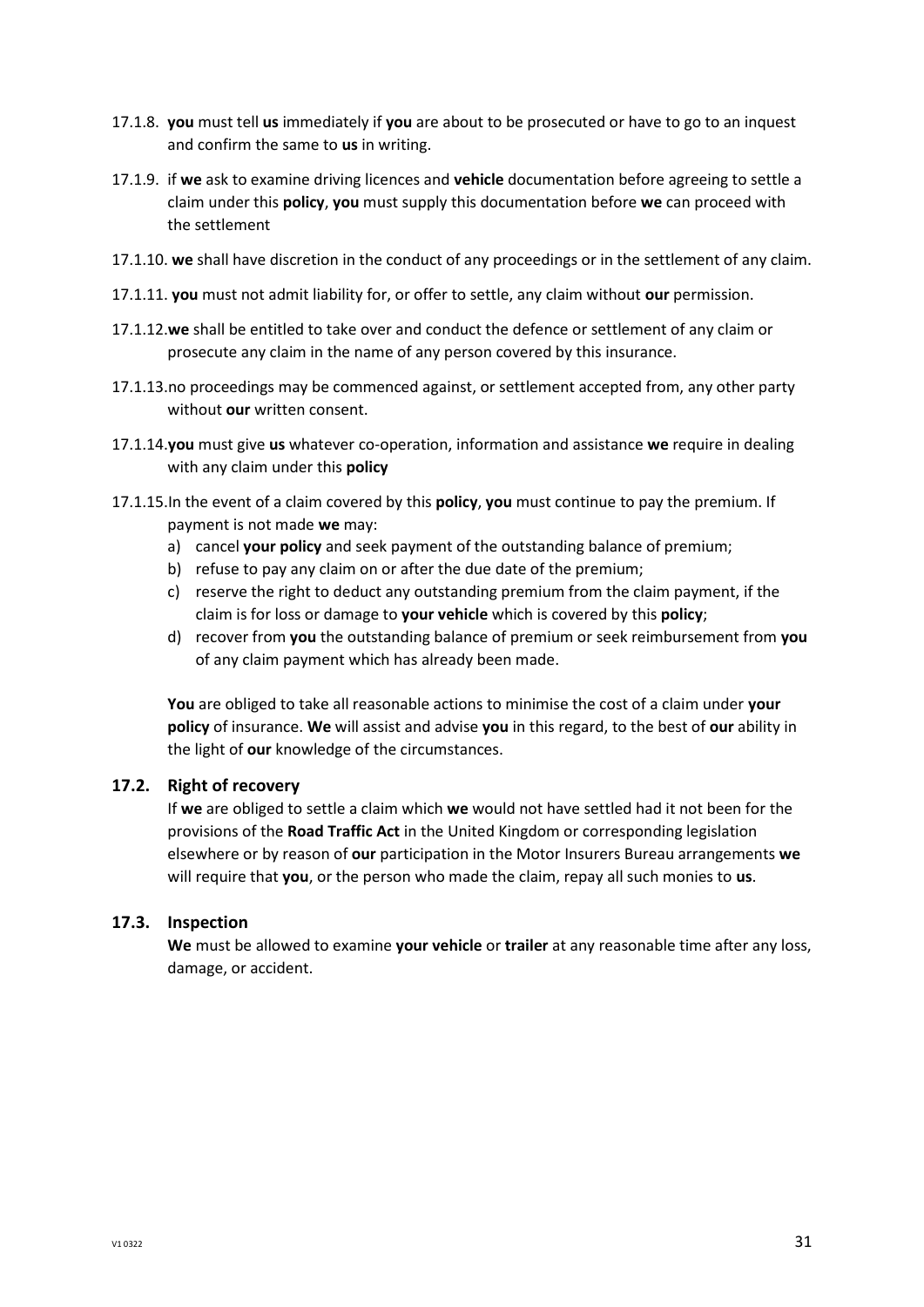17.1.8. **you** must tell **us** immediately if **you** are about to be prosecuted or have to go to an inquest and confirm the same to **us** in writing.

17.1.9. if **we** ask to examine driving licences and **vehicle** documentation before agreeing to settle a claim under this **policy**, **you** must supply this documentation before **we** can proceed with the settlement

17.1.10. **we** shall have discretion in the conduct of any proceedings or in the settlement of any claim.

17.1.11. **you** must not admit liability for, or offer to settle, any claim without **our** permission.

17.1.12. **we** shall be entitled to take over and conduct the defence or settlement of any claim or prosecute any claim in the name of any person covered by this insurance.

17.1.13. no proceedings may be commenced against, or settlement accepted from, any other party without **our** written consent.

17.1.14. **you** must give **us** whatever co-operation, information and assistance **we** require in dealing with any claim under this **policy**

17.1.15. In the event of a claim covered by this **policy**, **you** must continue to pay the premium. If payment is not made **we** may:

a) cancel **your policy** and seek payment of the outstanding balance of premium;
b) refuse to pay any claim on or after the due date of the premium;
c) reserve the right to deduct any outstanding premium from the claim payment, if the claim is for loss or damage to **your vehicle** which is covered by this **policy**;
d) recover from **you** the outstanding balance of premium or seek reimbursement from **you** of any claim payment which has already been made.

**You** are obliged to take all reasonable actions to minimise the cost of a claim under **your policy** of insurance. **We** will assist and advise **you** in this regard, to the best of **our** ability in the light of **our** knowledge of the circumstances.

### 17.2. Right of recovery

If **we** are obliged to settle a claim which **we** would not have settled had it not been for the provisions of the **Road Traffic Act** in the United Kingdom or corresponding legislation elsewhere or by reason of **our** participation in the Motor Insurers Bureau arrangements **we** will require that **you**, or the person who made the claim, repay all such monies to **us**.

### 17.3. Inspection

**We** must be allowed to examine **your vehicle** or **trailer** at any reasonable time after any loss, damage, or accident.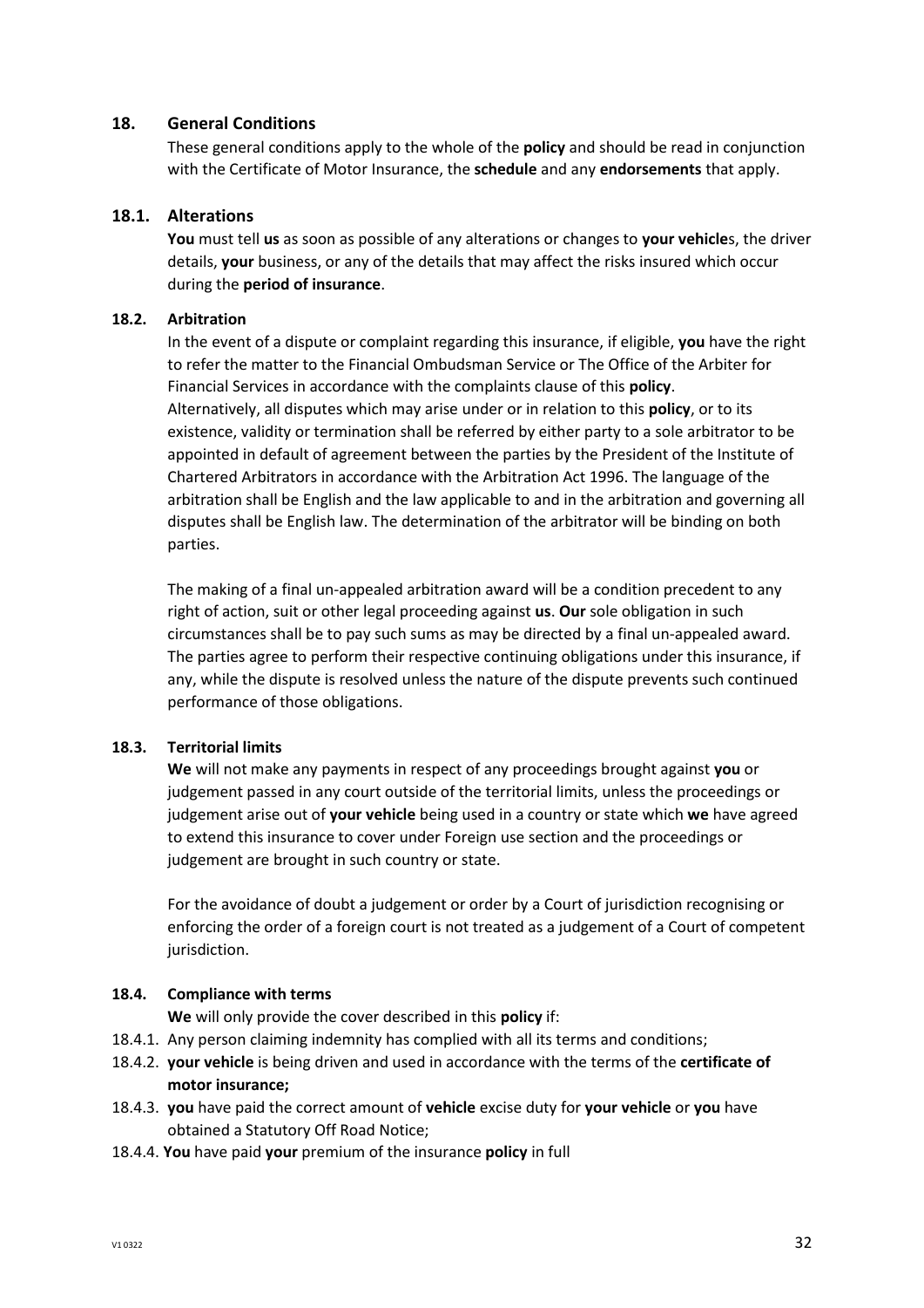## 18. General Conditions

These general conditions apply to the whole of the **policy** and should be read in conjunction with the Certificate of Motor Insurance, the **schedule** and any **endorsements** that apply.

### 18.1. Alterations

**You** must tell **us** as soon as possible of any alterations or changes to **your vehicle**s, the driver details, **your** business, or any of the details that may affect the risks insured which occur during the **period of insurance**.

### 18.2. Arbitration

In the event of a dispute or complaint regarding this insurance, if eligible, **you** have the right to refer the matter to the Financial Ombudsman Service or The Office of the Arbiter for Financial Services in accordance with the complaints clause of this **policy**. Alternatively, all disputes which may arise under or in relation to this **policy**, or to its existence, validity or termination shall be referred by either party to a sole arbitrator to be appointed in default of agreement between the parties by the President of the Institute of Chartered Arbitrators in accordance with the Arbitration Act 1996. The language of the arbitration shall be English and the law applicable to and in the arbitration and governing all disputes shall be English law. The determination of the arbitrator will be binding on both parties.

The making of a final un-appealed arbitration award will be a condition precedent to any right of action, suit or other legal proceeding against **us**. **Our** sole obligation in such circumstances shall be to pay such sums as may be directed by a final un-appealed award. The parties agree to perform their respective continuing obligations under this insurance, if any, while the dispute is resolved unless the nature of the dispute prevents such continued performance of those obligations.

### 18.3. Territorial limits

**We** will not make any payments in respect of any proceedings brought against **you** or judgement passed in any court outside of the territorial limits, unless the proceedings or judgement arise out of **your vehicle** being used in a country or state which **we** have agreed to extend this insurance to cover under Foreign use section and the proceedings or judgement are brought in such country or state.

For the avoidance of doubt a judgement or order by a Court of jurisdiction recognising or enforcing the order of a foreign court is not treated as a judgement of a Court of competent jurisdiction.

### 18.4. Compliance with terms

**We** will only provide the cover described in this **policy** if:

18.4.1. Any person claiming indemnity has complied with all its terms and conditions;

18.4.2. **your vehicle** is being driven and used in accordance with the terms of the **certificate of motor insurance;**

18.4.3. **you** have paid the correct amount of **vehicle** excise duty for **your vehicle** or **you** have obtained a Statutory Off Road Notice;

18.4.4. **You** have paid **your** premium of the insurance **policy** in full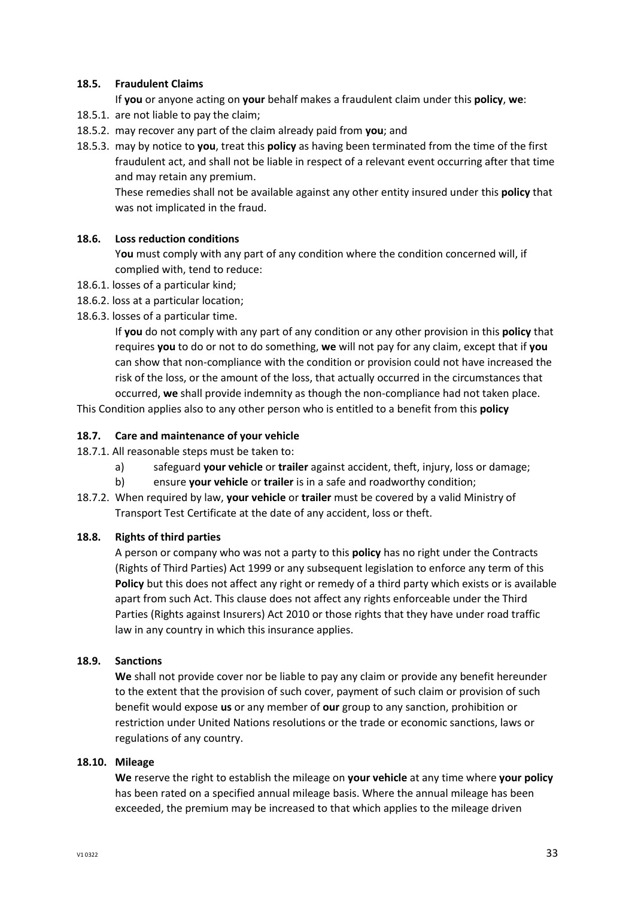### 18.5. Fraudulent Claims

If **you** or anyone acting on **your** behalf makes a fraudulent claim under this **policy**, **we**:

18.5.1. are not liable to pay the claim;

18.5.2. may recover any part of the claim already paid from **you**; and

18.5.3. may by notice to **you**, treat this **policy** as having been terminated from the time of the first fraudulent act, and shall not be liable in respect of a relevant event occurring after that time and may retain any premium.

These remedies shall not be available against any other entity insured under this **policy** that was not implicated in the fraud.

### 18.6. Loss reduction conditions

Y**ou** must comply with any part of any condition where the condition concerned will, if complied with, tend to reduce:

18.6.1. losses of a particular kind;

18.6.2. loss at a particular location;

18.6.3. losses of a particular time.

If **you** do not comply with any part of any condition or any other provision in this **policy** that requires **you** to do or not to do something, **we** will not pay for any claim, except that if **you** can show that non-compliance with the condition or provision could not have increased the risk of the loss, or the amount of the loss, that actually occurred in the circumstances that occurred, **we** shall provide indemnity as though the non-compliance had not taken place.

This Condition applies also to any other person who is entitled to a benefit from this **policy**

### 18.7. Care and maintenance of your vehicle

18.7.1. All reasonable steps must be taken to:

a) safeguard **your vehicle** or **trailer** against accident, theft, injury, loss or damage;

b) ensure **your vehicle** or **trailer** is in a safe and roadworthy condition;

18.7.2. When required by law, **your vehicle** or **trailer** must be covered by a valid Ministry of Transport Test Certificate at the date of any accident, loss or theft.

### 18.8. Rights of third parties

A person or company who was not a party to this **policy** has no right under the Contracts (Rights of Third Parties) Act 1999 or any subsequent legislation to enforce any term of this **Policy** but this does not affect any right or remedy of a third party which exists or is available apart from such Act. This clause does not affect any rights enforceable under the Third Parties (Rights against Insurers) Act 2010 or those rights that they have under road traffic law in any country in which this insurance applies.

### 18.9. Sanctions

**We** shall not provide cover nor be liable to pay any claim or provide any benefit hereunder to the extent that the provision of such cover, payment of such claim or provision of such benefit would expose **us** or any member of **our** group to any sanction, prohibition or restriction under United Nations resolutions or the trade or economic sanctions, laws or regulations of any country.

### 18.10. Mileage

**We** reserve the right to establish the mileage on **your vehicle** at any time where **your policy** has been rated on a specified annual mileage basis. Where the annual mileage has been exceeded, the premium may be increased to that which applies to the mileage driven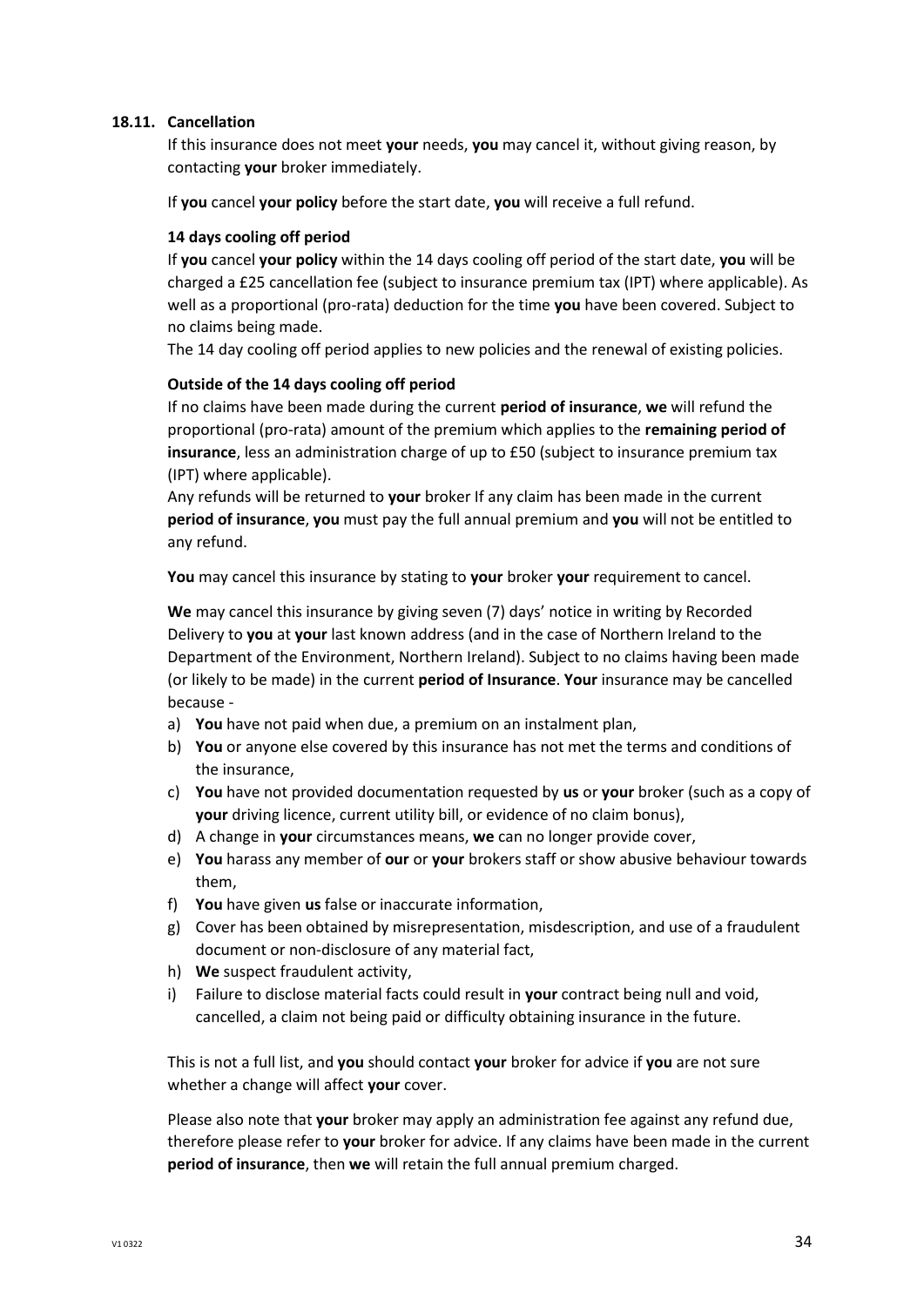### 18.11. Cancellation

If this insurance does not meet **your** needs, **you** may cancel it, without giving reason, by contacting **your** broker immediately.

If **you** cancel **your policy** before the start date, **you** will receive a full refund.

**14 days cooling off period**

If **you** cancel **your policy** within the 14 days cooling off period of the start date, **you** will be charged a £25 cancellation fee (subject to insurance premium tax (IPT) where applicable). As well as a proportional (pro-rata) deduction for the time **you** have been covered. Subject to no claims being made.

The 14 day cooling off period applies to new policies and the renewal of existing policies.

**Outside of the 14 days cooling off period**

If no claims have been made during the current **period of insurance**, **we** will refund the proportional (pro-rata) amount of the premium which applies to the **remaining period of insurance**, less an administration charge of up to £50 (subject to insurance premium tax (IPT) where applicable).

Any refunds will be returned to **your** broker If any claim has been made in the current **period of insurance**, **you** must pay the full annual premium and **you** will not be entitled to any refund.

**You** may cancel this insurance by stating to **your** broker **your** requirement to cancel.

**We** may cancel this insurance by giving seven (7) days' notice in writing by Recorded Delivery to **you** at **your** last known address (and in the case of Northern Ireland to the Department of the Environment, Northern Ireland). Subject to no claims having been made (or likely to be made) in the current **period of Insurance**. **Your** insurance may be cancelled because -

a) **You** have not paid when due, a premium on an instalment plan,
b) **You** or anyone else covered by this insurance has not met the terms and conditions of the insurance,
c) **You** have not provided documentation requested by **us** or **your** broker (such as a copy of **your** driving licence, current utility bill, or evidence of no claim bonus),
d) A change in **your** circumstances means, **we** can no longer provide cover,
e) **You** harass any member of **our** or **your** brokers staff or show abusive behaviour towards them,
f) **You** have given **us** false or inaccurate information,
g) Cover has been obtained by misrepresentation, misdescription, and use of a fraudulent document or non-disclosure of any material fact,
h) **We** suspect fraudulent activity,
i) Failure to disclose material facts could result in **your** contract being null and void, cancelled, a claim not being paid or difficulty obtaining insurance in the future.

This is not a full list, and **you** should contact **your** broker for advice if **you** are not sure whether a change will affect **your** cover.

Please also note that **your** broker may apply an administration fee against any refund due, therefore please refer to **your** broker for advice. If any claims have been made in the current **period of insurance**, then **we** will retain the full annual premium charged.